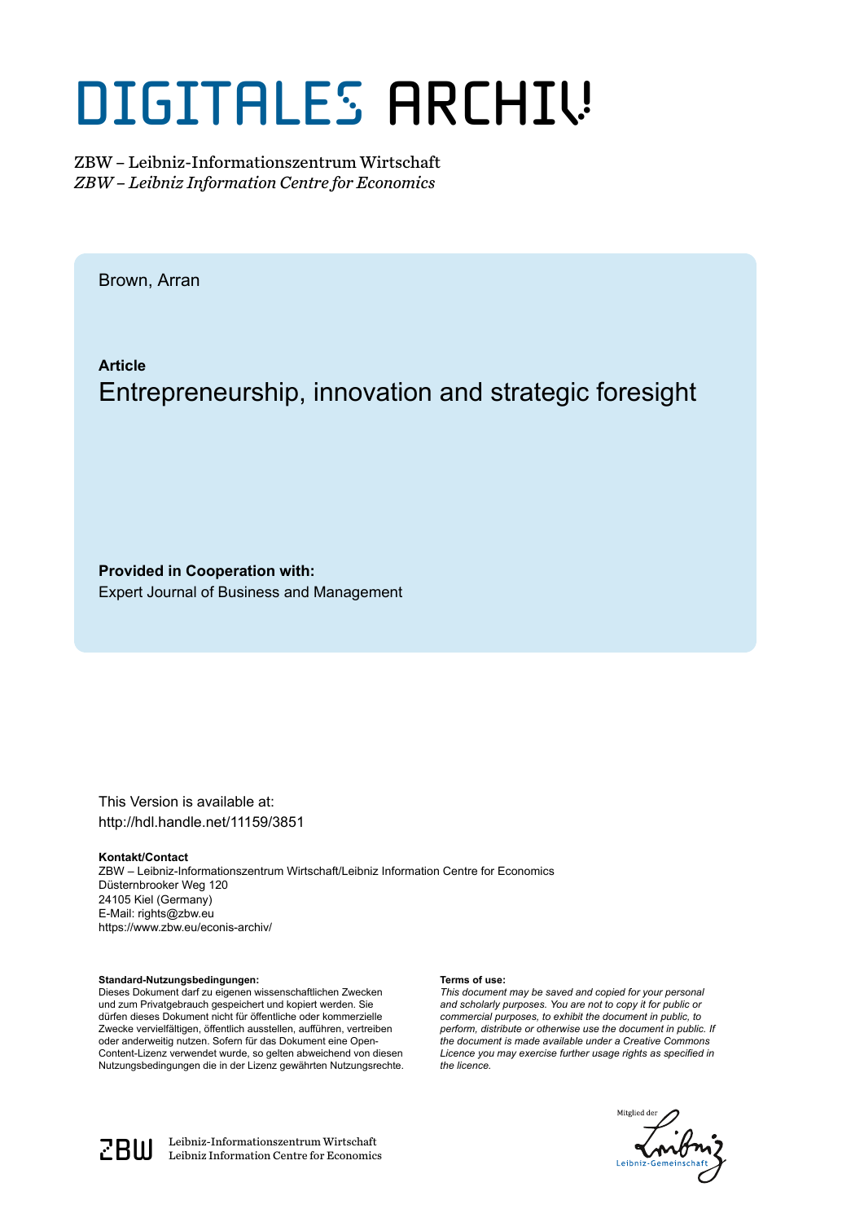# DIGITALES ARCHIV

ZBW – Leibniz-Informationszentrum Wirtschaft
*ZBW – Leibniz Information Centre for Economics*

Brown, Arran

**Article**

## Entrepreneurship, innovation and strategic foresight

**Provided in Cooperation with:**
Expert Journal of Business and Management

This Version is available at:
http://hdl.handle.net/11159/3851

**Kontakt/Contact**
ZBW – Leibniz-Informationszentrum Wirtschaft/Leibniz Information Centre for Economics
Düsternbrooker Weg 120
24105 Kiel (Germany)
E-Mail: rights@zbw.eu
https://www.zbw.eu/econis-archiv/

**Standard-Nutzungsbedingungen:**
Dieses Dokument darf zu eigenen wissenschaftlichen Zwecken und zum Privatgebrauch gespeichert und kopiert werden. Sie dürfen dieses Dokument nicht für öffentliche oder kommerzielle Zwecke vervielfältigen, öffentlich ausstellen, aufführen, vertreiben oder anderweitig nutzen. Sofern für das Dokument eine Open-Content-Lizenz verwendet wurde, so gelten abweichend von diesen Nutzungsbedingungen die in der Lizenz gewährten Nutzungsrechte.

**Terms of use:**
*This document may be saved and copied for your personal and scholarly purposes. You are not to copy it for public or commercial purposes, to exhibit the document in public, to perform, distribute or otherwise use the document in public. If the document is made available under a Creative Commons Licence you may exercise further usage rights as specified in the licence.*

ZBW Leibniz-Informationszentrum Wirtschaft
Leibniz Information Centre for Economics

Mitglied der Leibniz-Gemeinschaft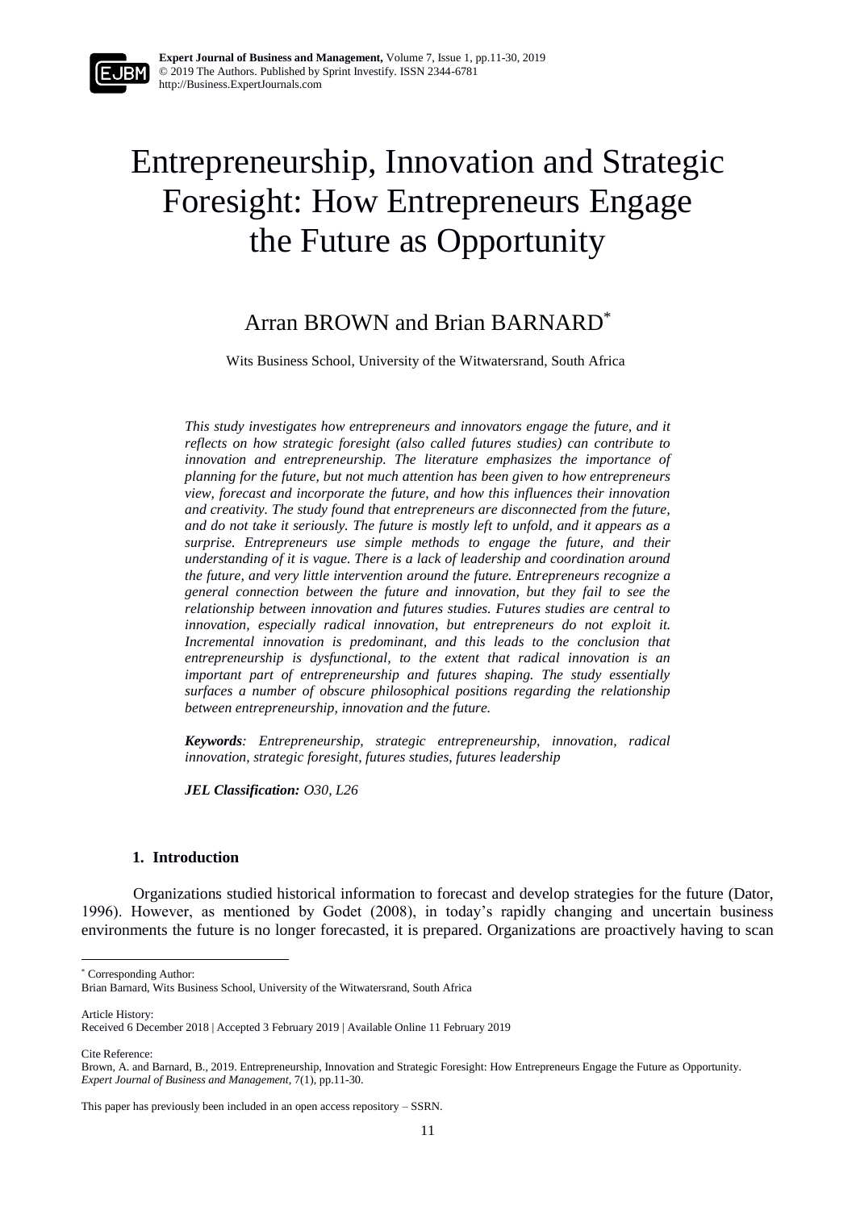# Entrepreneurship, Innovation and Strategic Foresight: How Entrepreneurs Engage the Future as Opportunity

## Arran BROWN and Brian BARNARD*

Wits Business School, University of the Witwatersrand, South Africa

*This study investigates how entrepreneurs and innovators engage the future, and it reflects on how strategic foresight (also called futures studies) can contribute to innovation and entrepreneurship. The literature emphasizes the importance of planning for the future, but not much attention has been given to how entrepreneurs view, forecast and incorporate the future, and how this influences their innovation and creativity. The study found that entrepreneurs are disconnected from the future, and do not take it seriously. The future is mostly left to unfold, and it appears as a surprise. Entrepreneurs use simple methods to engage the future, and their understanding of it is vague. There is a lack of leadership and coordination around the future, and very little intervention around the future. Entrepreneurs recognize a general connection between the future and innovation, but they fail to see the relationship between innovation and futures studies. Futures studies are central to innovation, especially radical innovation, but entrepreneurs do not exploit it. Incremental innovation is predominant, and this leads to the conclusion that entrepreneurship is dysfunctional, to the extent that radical innovation is an important part of entrepreneurship and futures shaping. The study essentially surfaces a number of obscure philosophical positions regarding the relationship between entrepreneurship, innovation and the future.*

***Keywords**: Entrepreneurship, strategic entrepreneurship, innovation, radical innovation, strategic foresight, futures studies, futures leadership*

***JEL Classification:** O30, L26*

### 1. Introduction

Organizations studied historical information to forecast and develop strategies for the future (Dator, 1996). However, as mentioned by Godet (2008), in today's rapidly changing and uncertain business environments the future is no longer forecasted, it is prepared. Organizations are proactively having to scan

---

* Corresponding Author:
Brian Barnard, Wits Business School, University of the Witwatersrand, South Africa

Article History:
Received 6 December 2018 | Accepted 3 February 2019 | Available Online 11 February 2019

Cite Reference:
Brown, A. and Barnard, B., 2019. Entrepreneurship, Innovation and Strategic Foresight: How Entrepreneurs Engage the Future as Opportunity. *Expert Journal of Business and Management*, 7(1), pp.11-30.

This paper has previously been included in an open access repository – SSRN.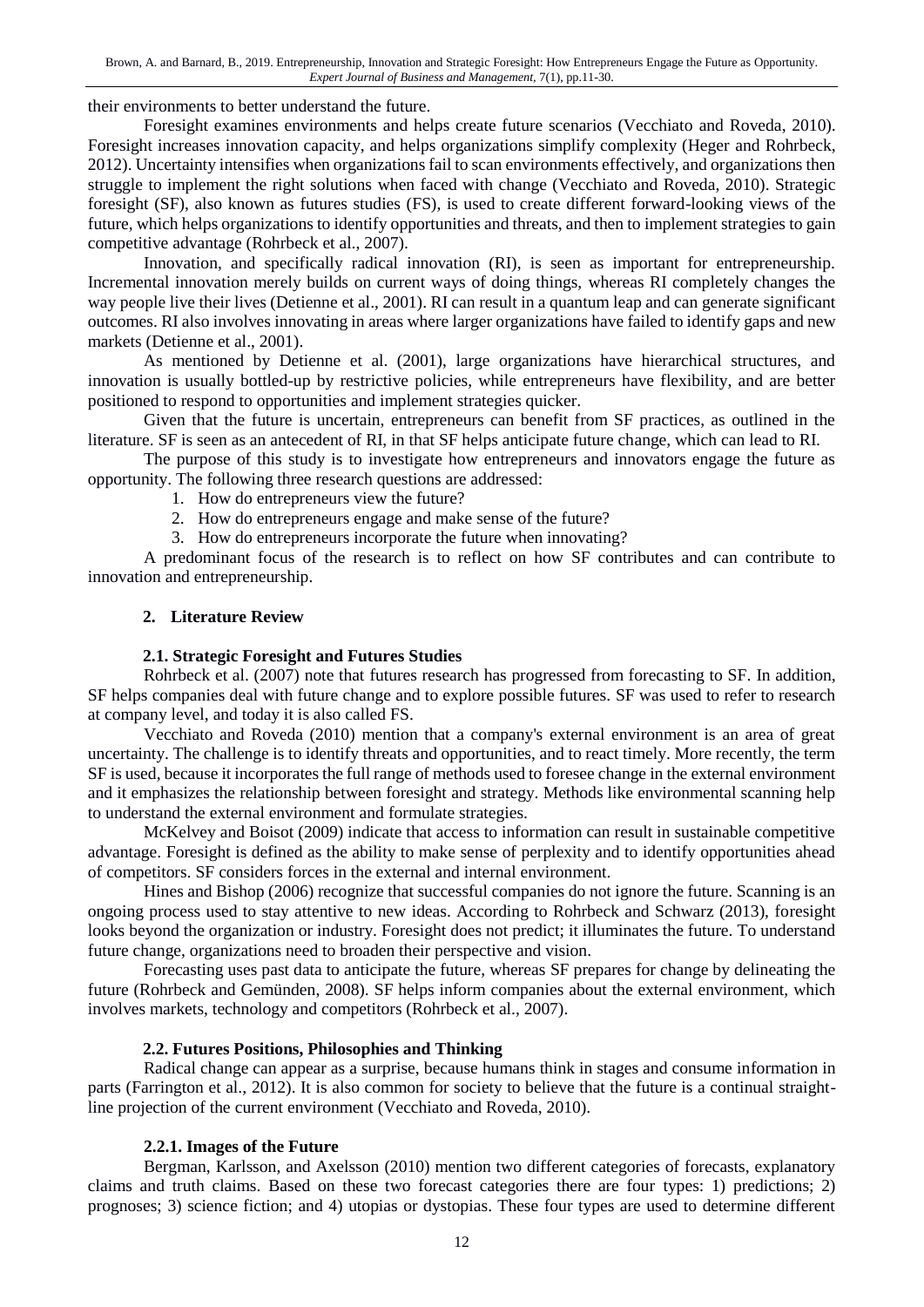their environments to better understand the future.

Foresight examines environments and helps create future scenarios (Vecchiato and Roveda, 2010). Foresight increases innovation capacity, and helps organizations simplify complexity (Heger and Rohrbeck, 2012). Uncertainty intensifies when organizations fail to scan environments effectively, and organizations then struggle to implement the right solutions when faced with change (Vecchiato and Roveda, 2010). Strategic foresight (SF), also known as futures studies (FS), is used to create different forward-looking views of the future, which helps organizations to identify opportunities and threats, and then to implement strategies to gain competitive advantage (Rohrbeck et al., 2007).

Innovation, and specifically radical innovation (RI), is seen as important for entrepreneurship. Incremental innovation merely builds on current ways of doing things, whereas RI completely changes the way people live their lives (Detienne et al., 2001). RI can result in a quantum leap and can generate significant outcomes. RI also involves innovating in areas where larger organizations have failed to identify gaps and new markets (Detienne et al., 2001).

As mentioned by Detienne et al. (2001), large organizations have hierarchical structures, and innovation is usually bottled-up by restrictive policies, while entrepreneurs have flexibility, and are better positioned to respond to opportunities and implement strategies quicker.

Given that the future is uncertain, entrepreneurs can benefit from SF practices, as outlined in the literature. SF is seen as an antecedent of RI, in that SF helps anticipate future change, which can lead to RI.

The purpose of this study is to investigate how entrepreneurs and innovators engage the future as opportunity. The following three research questions are addressed:

1. How do entrepreneurs view the future?
2. How do entrepreneurs engage and make sense of the future?
3. How do entrepreneurs incorporate the future when innovating?

A predominant focus of the research is to reflect on how SF contributes and can contribute to innovation and entrepreneurship.

## 2. Literature Review

### 2.1. Strategic Foresight and Futures Studies

Rohrbeck et al. (2007) note that futures research has progressed from forecasting to SF. In addition, SF helps companies deal with future change and to explore possible futures. SF was used to refer to research at company level, and today it is also called FS.

Vecchiato and Roveda (2010) mention that a company's external environment is an area of great uncertainty. The challenge is to identify threats and opportunities, and to react timely. More recently, the term SF is used, because it incorporates the full range of methods used to foresee change in the external environment and it emphasizes the relationship between foresight and strategy. Methods like environmental scanning help to understand the external environment and formulate strategies.

McKelvey and Boisot (2009) indicate that access to information can result in sustainable competitive advantage. Foresight is defined as the ability to make sense of perplexity and to identify opportunities ahead of competitors. SF considers forces in the external and internal environment.

Hines and Bishop (2006) recognize that successful companies do not ignore the future. Scanning is an ongoing process used to stay attentive to new ideas. According to Rohrbeck and Schwarz (2013), foresight looks beyond the organization or industry. Foresight does not predict; it illuminates the future. To understand future change, organizations need to broaden their perspective and vision.

Forecasting uses past data to anticipate the future, whereas SF prepares for change by delineating the future (Rohrbeck and Gemünden, 2008). SF helps inform companies about the external environment, which involves markets, technology and competitors (Rohrbeck et al., 2007).

### 2.2. Futures Positions, Philosophies and Thinking

Radical change can appear as a surprise, because humans think in stages and consume information in parts (Farrington et al., 2012). It is also common for society to believe that the future is a continual straight-line projection of the current environment (Vecchiato and Roveda, 2010).

#### 2.2.1. Images of the Future

Bergman, Karlsson, and Axelsson (2010) mention two different categories of forecasts, explanatory claims and truth claims. Based on these two forecast categories there are four types: 1) predictions; 2) prognoses; 3) science fiction; and 4) utopias or dystopias. These four types are used to determine different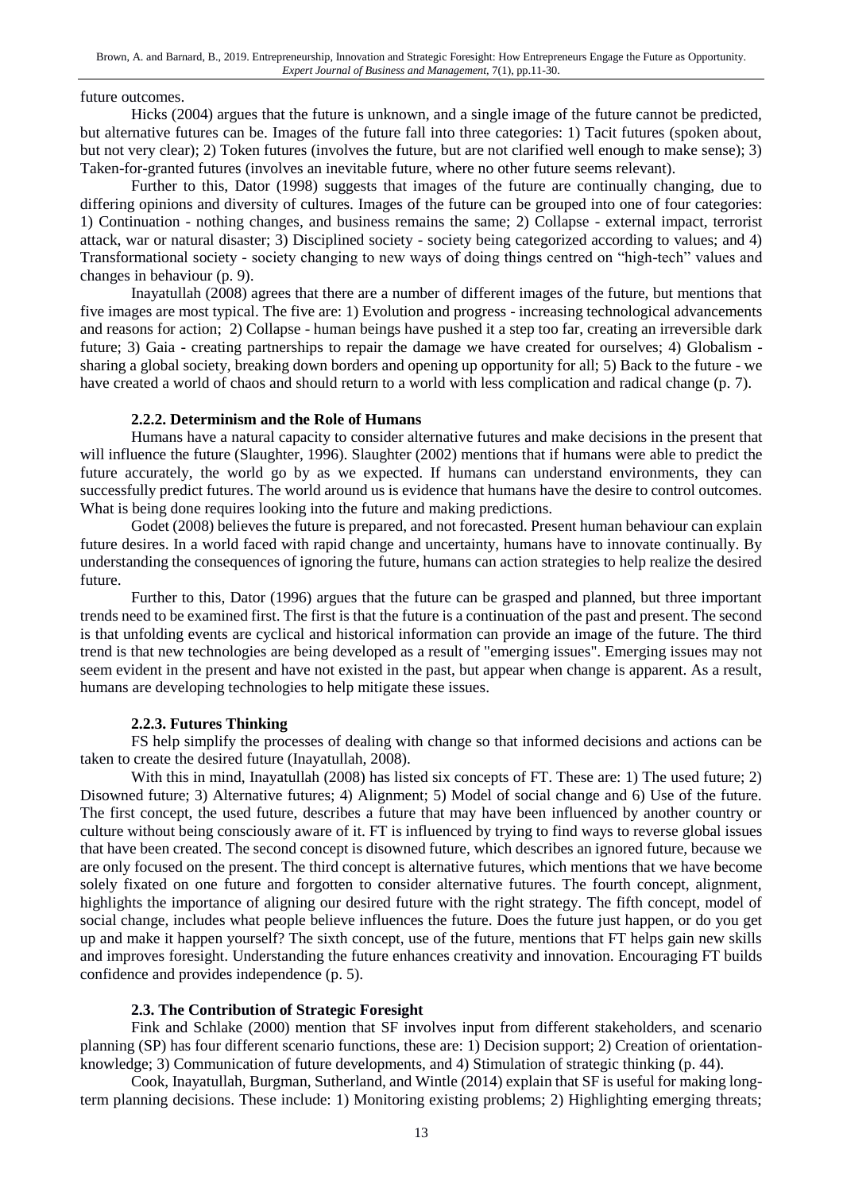future outcomes.

Hicks (2004) argues that the future is unknown, and a single image of the future cannot be predicted, but alternative futures can be. Images of the future fall into three categories: 1) Tacit futures (spoken about, but not very clear); 2) Token futures (involves the future, but are not clarified well enough to make sense); 3) Taken-for-granted futures (involves an inevitable future, where no other future seems relevant).

Further to this, Dator (1998) suggests that images of the future are continually changing, due to differing opinions and diversity of cultures. Images of the future can be grouped into one of four categories: 1) Continuation - nothing changes, and business remains the same; 2) Collapse - external impact, terrorist attack, war or natural disaster; 3) Disciplined society - society being categorized according to values; and 4) Transformational society - society changing to new ways of doing things centred on "high-tech" values and changes in behaviour (p. 9).

Inayatullah (2008) agrees that there are a number of different images of the future, but mentions that five images are most typical. The five are: 1) Evolution and progress - increasing technological advancements and reasons for action; 2) Collapse - human beings have pushed it a step too far, creating an irreversible dark future; 3) Gaia - creating partnerships to repair the damage we have created for ourselves; 4) Globalism - sharing a global society, breaking down borders and opening up opportunity for all; 5) Back to the future - we have created a world of chaos and should return to a world with less complication and radical change (p. 7).

#### 2.2.2. Determinism and the Role of Humans

Humans have a natural capacity to consider alternative futures and make decisions in the present that will influence the future (Slaughter, 1996). Slaughter (2002) mentions that if humans were able to predict the future accurately, the world go by as we expected. If humans can understand environments, they can successfully predict futures. The world around us is evidence that humans have the desire to control outcomes. What is being done requires looking into the future and making predictions.

Godet (2008) believes the future is prepared, and not forecasted. Present human behaviour can explain future desires. In a world faced with rapid change and uncertainty, humans have to innovate continually. By understanding the consequences of ignoring the future, humans can action strategies to help realize the desired future.

Further to this, Dator (1996) argues that the future can be grasped and planned, but three important trends need to be examined first. The first is that the future is a continuation of the past and present. The second is that unfolding events are cyclical and historical information can provide an image of the future. The third trend is that new technologies are being developed as a result of "emerging issues". Emerging issues may not seem evident in the present and have not existed in the past, but appear when change is apparent. As a result, humans are developing technologies to help mitigate these issues.

#### 2.2.3. Futures Thinking

FS help simplify the processes of dealing with change so that informed decisions and actions can be taken to create the desired future (Inayatullah, 2008).

With this in mind, Inayatullah (2008) has listed six concepts of FT. These are: 1) The used future; 2) Disowned future; 3) Alternative futures; 4) Alignment; 5) Model of social change and 6) Use of the future. The first concept, the used future, describes a future that may have been influenced by another country or culture without being consciously aware of it. FT is influenced by trying to find ways to reverse global issues that have been created. The second concept is disowned future, which describes an ignored future, because we are only focused on the present. The third concept is alternative futures, which mentions that we have become solely fixated on one future and forgotten to consider alternative futures. The fourth concept, alignment, highlights the importance of aligning our desired future with the right strategy. The fifth concept, model of social change, includes what people believe influences the future. Does the future just happen, or do you get up and make it happen yourself? The sixth concept, use of the future, mentions that FT helps gain new skills and improves foresight. Understanding the future enhances creativity and innovation. Encouraging FT builds confidence and provides independence (p. 5).

### 2.3. The Contribution of Strategic Foresight

Fink and Schlake (2000) mention that SF involves input from different stakeholders, and scenario planning (SP) has four different scenario functions, these are: 1) Decision support; 2) Creation of orientation-knowledge; 3) Communication of future developments, and 4) Stimulation of strategic thinking (p. 44).

Cook, Inayatullah, Burgman, Sutherland, and Wintle (2014) explain that SF is useful for making long-term planning decisions. These include: 1) Monitoring existing problems; 2) Highlighting emerging threats;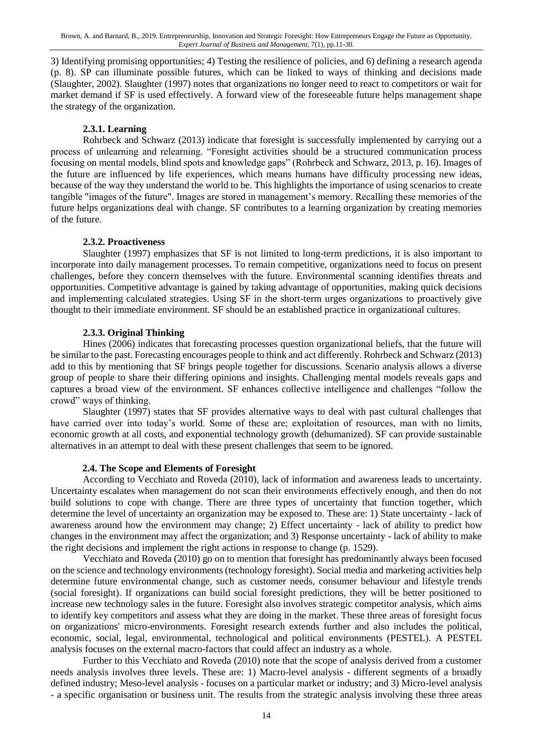3) Identifying promising opportunities; 4) Testing the resilience of policies, and 6) defining a research agenda (p. 8). SP can illuminate possible futures, which can be linked to ways of thinking and decisions made (Slaughter, 2002). Slaughter (1997) notes that organizations no longer need to react to competitors or wait for market demand if SF is used effectively. A forward view of the foreseeable future helps management shape the strategy of the organization.

#### 2.3.1. Learning

Rohrbeck and Schwarz (2013) indicate that foresight is successfully implemented by carrying out a process of unlearning and relearning. "Foresight activities should be a structured communication process focusing on mental models, blind spots and knowledge gaps" (Rohrbeck and Schwarz, 2013, p. 16). Images of the future are influenced by life experiences, which means humans have difficulty processing new ideas, because of the way they understand the world to be. This highlights the importance of using scenarios to create tangible "images of the future". Images are stored in management's memory. Recalling these memories of the future helps organizations deal with change. SF contributes to a learning organization by creating memories of the future.

#### 2.3.2. Proactiveness

Slaughter (1997) emphasizes that SF is not limited to long-term predictions, it is also important to incorporate into daily management processes. To remain competitive, organizations need to focus on present challenges, before they concern themselves with the future. Environmental scanning identifies threats and opportunities. Competitive advantage is gained by taking advantage of opportunities, making quick decisions and implementing calculated strategies. Using SF in the short-term urges organizations to proactively give thought to their immediate environment. SF should be an established practice in organizational cultures.

#### 2.3.3. Original Thinking

Hines (2006) indicates that forecasting processes question organizational beliefs, that the future will be similar to the past. Forecasting encourages people to think and act differently. Rohrbeck and Schwarz (2013) add to this by mentioning that SF brings people together for discussions. Scenario analysis allows a diverse group of people to share their differing opinions and insights. Challenging mental models reveals gaps and captures a broad view of the environment. SF enhances collective intelligence and challenges "follow the crowd" ways of thinking.

Slaughter (1997) states that SF provides alternative ways to deal with past cultural challenges that have carried over into today's world. Some of these are; exploitation of resources, man with no limits, economic growth at all costs, and exponential technology growth (dehumanized). SF can provide sustainable alternatives in an attempt to deal with these present challenges that seem to be ignored.

### 2.4. The Scope and Elements of Foresight

According to Vecchiato and Roveda (2010), lack of information and awareness leads to uncertainty. Uncertainty escalates when management do not scan their environments effectively enough, and then do not build solutions to cope with change. There are three types of uncertainty that function together, which determine the level of uncertainty an organization may be exposed to. These are: 1) State uncertainty - lack of awareness around how the environment may change; 2) Effect uncertainty - lack of ability to predict how changes in the environment may affect the organization; and 3) Response uncertainty - lack of ability to make the right decisions and implement the right actions in response to change (p. 1529).

Vecchiato and Roveda (2010) go on to mention that foresight has predominantly always been focused on the science and technology environments (technology foresight). Social media and marketing activities help determine future environmental change, such as customer needs, consumer behaviour and lifestyle trends (social foresight). If organizations can build social foresight predictions, they will be better positioned to increase new technology sales in the future. Foresight also involves strategic competitor analysis, which aims to identify key competitors and assess what they are doing in the market. These three areas of foresight focus on organizations' micro-environments. Foresight research extends further and also includes the political, economic, social, legal, environmental, technological and political environments (PESTEL). A PESTEL analysis focuses on the external macro-factors that could affect an industry as a whole.

Further to this Vecchiato and Roveda (2010) note that the scope of analysis derived from a customer needs analysis involves three levels. These are: 1) Macro-level analysis - different segments of a broadly defined industry; Meso-level analysis - focuses on a particular market or industry; and 3) Micro-level analysis - a specific organisation or business unit. The results from the strategic analysis involving these three areas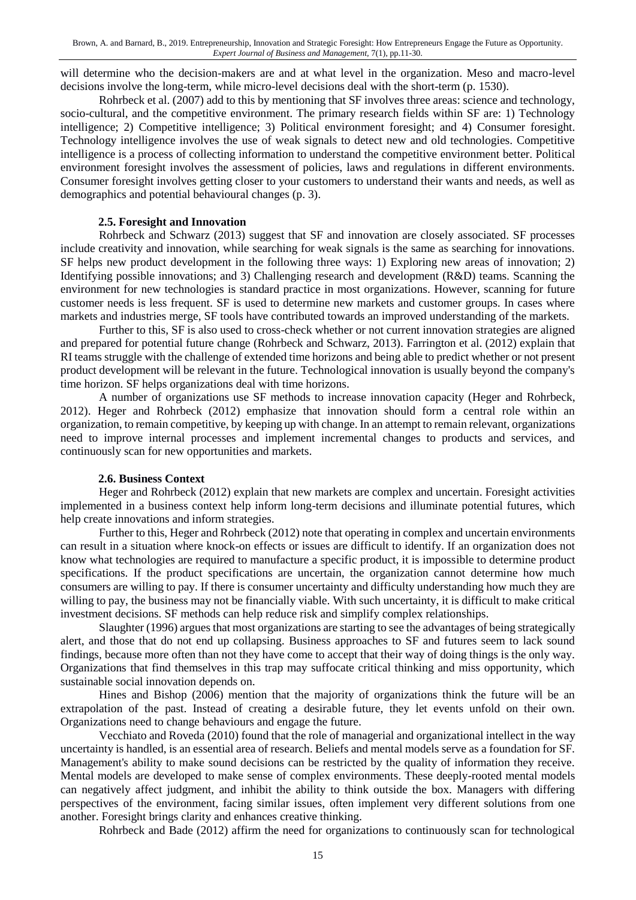will determine who the decision-makers are and at what level in the organization. Meso and macro-level decisions involve the long-term, while micro-level decisions deal with the short-term (p. 1530).

Rohrbeck et al. (2007) add to this by mentioning that SF involves three areas: science and technology, socio-cultural, and the competitive environment. The primary research fields within SF are: 1) Technology intelligence; 2) Competitive intelligence; 3) Political environment foresight; and 4) Consumer foresight. Technology intelligence involves the use of weak signals to detect new and old technologies. Competitive intelligence is a process of collecting information to understand the competitive environment better. Political environment foresight involves the assessment of policies, laws and regulations in different environments. Consumer foresight involves getting closer to your customers to understand their wants and needs, as well as demographics and potential behavioural changes (p. 3).

### 2.5. Foresight and Innovation

Rohrbeck and Schwarz (2013) suggest that SF and innovation are closely associated. SF processes include creativity and innovation, while searching for weak signals is the same as searching for innovations. SF helps new product development in the following three ways: 1) Exploring new areas of innovation; 2) Identifying possible innovations; and 3) Challenging research and development (R&D) teams. Scanning the environment for new technologies is standard practice in most organizations. However, scanning for future customer needs is less frequent. SF is used to determine new markets and customer groups. In cases where markets and industries merge, SF tools have contributed towards an improved understanding of the markets.

Further to this, SF is also used to cross-check whether or not current innovation strategies are aligned and prepared for potential future change (Rohrbeck and Schwarz, 2013). Farrington et al. (2012) explain that RI teams struggle with the challenge of extended time horizons and being able to predict whether or not present product development will be relevant in the future. Technological innovation is usually beyond the company's time horizon. SF helps organizations deal with time horizons.

A number of organizations use SF methods to increase innovation capacity (Heger and Rohrbeck, 2012). Heger and Rohrbeck (2012) emphasize that innovation should form a central role within an organization, to remain competitive, by keeping up with change. In an attempt to remain relevant, organizations need to improve internal processes and implement incremental changes to products and services, and continuously scan for new opportunities and markets.

### 2.6. Business Context

Heger and Rohrbeck (2012) explain that new markets are complex and uncertain. Foresight activities implemented in a business context help inform long-term decisions and illuminate potential futures, which help create innovations and inform strategies.

Further to this, Heger and Rohrbeck (2012) note that operating in complex and uncertain environments can result in a situation where knock-on effects or issues are difficult to identify. If an organization does not know what technologies are required to manufacture a specific product, it is impossible to determine product specifications. If the product specifications are uncertain, the organization cannot determine how much consumers are willing to pay. If there is consumer uncertainty and difficulty understanding how much they are willing to pay, the business may not be financially viable. With such uncertainty, it is difficult to make critical investment decisions. SF methods can help reduce risk and simplify complex relationships.

Slaughter (1996) argues that most organizations are starting to see the advantages of being strategically alert, and those that do not end up collapsing. Business approaches to SF and futures seem to lack sound findings, because more often than not they have come to accept that their way of doing things is the only way. Organizations that find themselves in this trap may suffocate critical thinking and miss opportunity, which sustainable social innovation depends on.

Hines and Bishop (2006) mention that the majority of organizations think the future will be an extrapolation of the past. Instead of creating a desirable future, they let events unfold on their own. Organizations need to change behaviours and engage the future.

Vecchiato and Roveda (2010) found that the role of managerial and organizational intellect in the way uncertainty is handled, is an essential area of research. Beliefs and mental models serve as a foundation for SF. Management's ability to make sound decisions can be restricted by the quality of information they receive. Mental models are developed to make sense of complex environments. These deeply-rooted mental models can negatively affect judgment, and inhibit the ability to think outside the box. Managers with differing perspectives of the environment, facing similar issues, often implement very different solutions from one another. Foresight brings clarity and enhances creative thinking.

Rohrbeck and Bade (2012) affirm the need for organizations to continuously scan for technological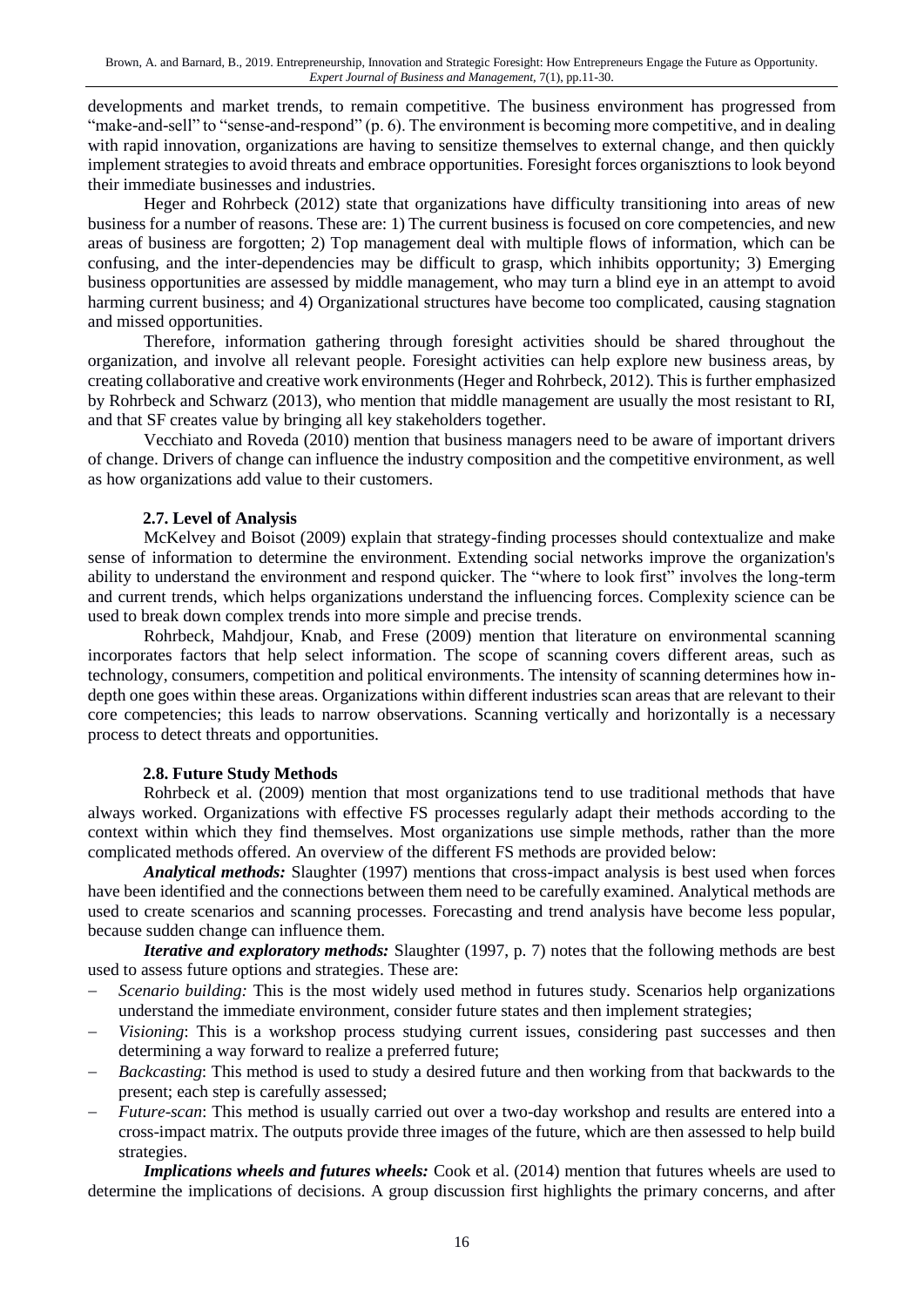developments and market trends, to remain competitive. The business environment has progressed from "make-and-sell" to "sense-and-respond" (p. 6). The environment is becoming more competitive, and in dealing with rapid innovation, organizations are having to sensitize themselves to external change, and then quickly implement strategies to avoid threats and embrace opportunities. Foresight forces organisztions to look beyond their immediate businesses and industries.

Heger and Rohrbeck (2012) state that organizations have difficulty transitioning into areas of new business for a number of reasons. These are: 1) The current business is focused on core competencies, and new areas of business are forgotten; 2) Top management deal with multiple flows of information, which can be confusing, and the inter-dependencies may be difficult to grasp, which inhibits opportunity; 3) Emerging business opportunities are assessed by middle management, who may turn a blind eye in an attempt to avoid harming current business; and 4) Organizational structures have become too complicated, causing stagnation and missed opportunities.

Therefore, information gathering through foresight activities should be shared throughout the organization, and involve all relevant people. Foresight activities can help explore new business areas, by creating collaborative and creative work environments (Heger and Rohrbeck, 2012). This is further emphasized by Rohrbeck and Schwarz (2013), who mention that middle management are usually the most resistant to RI, and that SF creates value by bringing all key stakeholders together.

Vecchiato and Roveda (2010) mention that business managers need to be aware of important drivers of change. Drivers of change can influence the industry composition and the competitive environment, as well as how organizations add value to their customers.

### 2.7. Level of Analysis

McKelvey and Boisot (2009) explain that strategy-finding processes should contextualize and make sense of information to determine the environment. Extending social networks improve the organization's ability to understand the environment and respond quicker. The "where to look first" involves the long-term and current trends, which helps organizations understand the influencing forces. Complexity science can be used to break down complex trends into more simple and precise trends.

Rohrbeck, Mahdjour, Knab, and Frese (2009) mention that literature on environmental scanning incorporates factors that help select information. The scope of scanning covers different areas, such as technology, consumers, competition and political environments. The intensity of scanning determines how in-depth one goes within these areas. Organizations within different industries scan areas that are relevant to their core competencies; this leads to narrow observations. Scanning vertically and horizontally is a necessary process to detect threats and opportunities.

### 2.8. Future Study Methods

Rohrbeck et al. (2009) mention that most organizations tend to use traditional methods that have always worked. Organizations with effective FS processes regularly adapt their methods according to the context within which they find themselves. Most organizations use simple methods, rather than the more complicated methods offered. An overview of the different FS methods are provided below:

***Analytical methods:*** Slaughter (1997) mentions that cross-impact analysis is best used when forces have been identified and the connections between them need to be carefully examined. Analytical methods are used to create scenarios and scanning processes. Forecasting and trend analysis have become less popular, because sudden change can influence them.

***Iterative and exploratory methods:*** Slaughter (1997, p. 7) notes that the following methods are best used to assess future options and strategies. These are:

- *Scenario building:* This is the most widely used method in futures study. Scenarios help organizations understand the immediate environment, consider future states and then implement strategies;
- *Visioning*: This is a workshop process studying current issues, considering past successes and then determining a way forward to realize a preferred future;
- *Backcasting*: This method is used to study a desired future and then working from that backwards to the present; each step is carefully assessed;
- *Future-scan*: This method is usually carried out over a two-day workshop and results are entered into a cross-impact matrix. The outputs provide three images of the future, which are then assessed to help build strategies.

***Implications wheels and futures wheels:*** Cook et al. (2014) mention that futures wheels are used to determine the implications of decisions. A group discussion first highlights the primary concerns, and after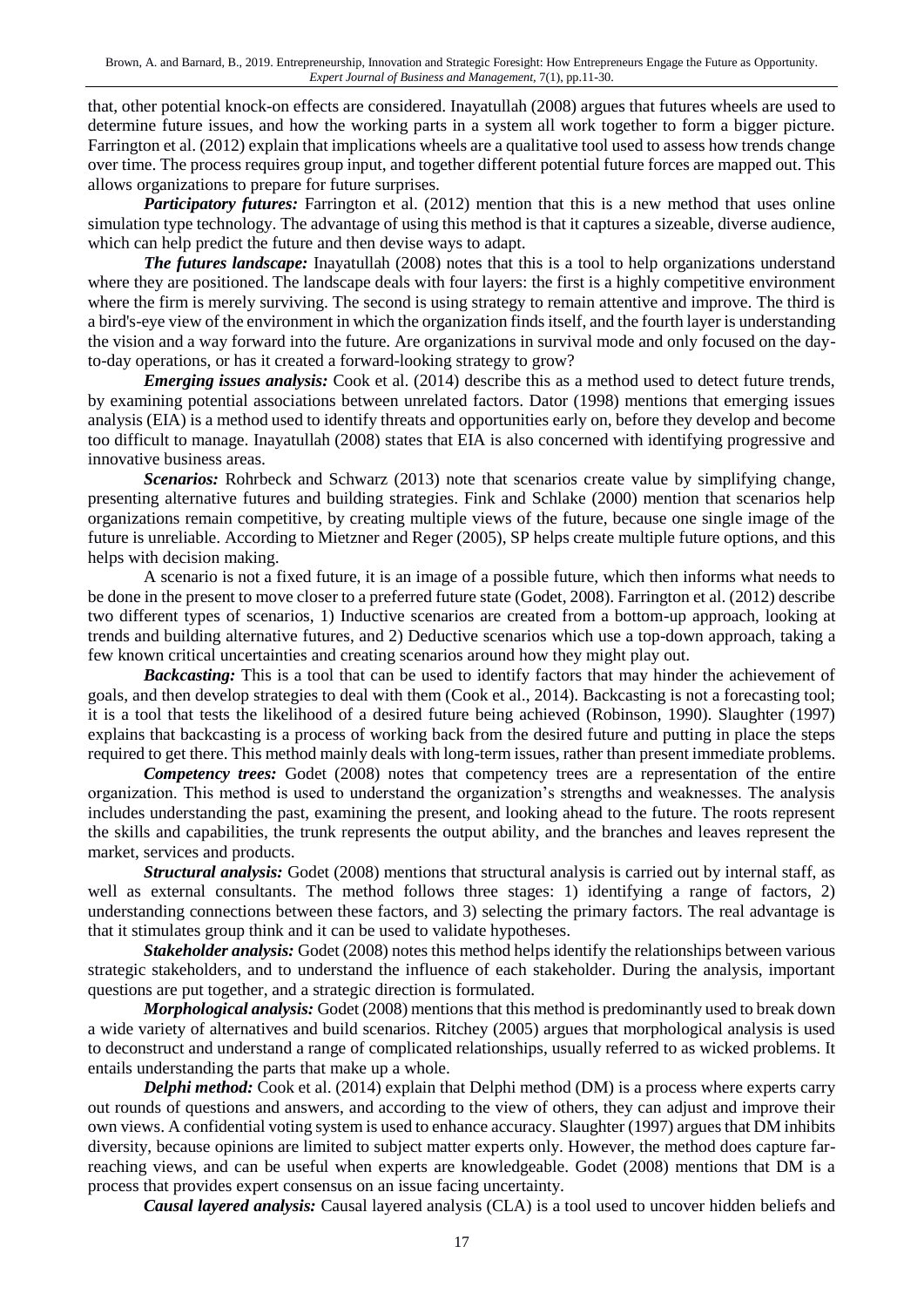that, other potential knock-on effects are considered. Inayatullah (2008) argues that futures wheels are used to determine future issues, and how the working parts in a system all work together to form a bigger picture. Farrington et al. (2012) explain that implications wheels are a qualitative tool used to assess how trends change over time. The process requires group input, and together different potential future forces are mapped out. This allows organizations to prepare for future surprises.

***Participatory futures:*** Farrington et al. (2012) mention that this is a new method that uses online simulation type technology. The advantage of using this method is that it captures a sizeable, diverse audience, which can help predict the future and then devise ways to adapt.

***The futures landscape:*** Inayatullah (2008) notes that this is a tool to help organizations understand where they are positioned. The landscape deals with four layers: the first is a highly competitive environment where the firm is merely surviving. The second is using strategy to remain attentive and improve. The third is a bird's-eye view of the environment in which the organization finds itself, and the fourth layer is understanding the vision and a way forward into the future. Are organizations in survival mode and only focused on the day-to-day operations, or has it created a forward-looking strategy to grow?

***Emerging issues analysis:*** Cook et al. (2014) describe this as a method used to detect future trends, by examining potential associations between unrelated factors. Dator (1998) mentions that emerging issues analysis (EIA) is a method used to identify threats and opportunities early on, before they develop and become too difficult to manage. Inayatullah (2008) states that EIA is also concerned with identifying progressive and innovative business areas.

***Scenarios:*** Rohrbeck and Schwarz (2013) note that scenarios create value by simplifying change, presenting alternative futures and building strategies. Fink and Schlake (2000) mention that scenarios help organizations remain competitive, by creating multiple views of the future, because one single image of the future is unreliable. According to Mietzner and Reger (2005), SP helps create multiple future options, and this helps with decision making.

A scenario is not a fixed future, it is an image of a possible future, which then informs what needs to be done in the present to move closer to a preferred future state (Godet, 2008). Farrington et al. (2012) describe two different types of scenarios, 1) Inductive scenarios are created from a bottom-up approach, looking at trends and building alternative futures, and 2) Deductive scenarios which use a top-down approach, taking a few known critical uncertainties and creating scenarios around how they might play out.

***Backcasting:*** This is a tool that can be used to identify factors that may hinder the achievement of goals, and then develop strategies to deal with them (Cook et al., 2014). Backcasting is not a forecasting tool; it is a tool that tests the likelihood of a desired future being achieved (Robinson, 1990). Slaughter (1997) explains that backcasting is a process of working back from the desired future and putting in place the steps required to get there. This method mainly deals with long-term issues, rather than present immediate problems.

***Competency trees:*** Godet (2008) notes that competency trees are a representation of the entire organization. This method is used to understand the organization's strengths and weaknesses. The analysis includes understanding the past, examining the present, and looking ahead to the future. The roots represent the skills and capabilities, the trunk represents the output ability, and the branches and leaves represent the market, services and products.

***Structural analysis:*** Godet (2008) mentions that structural analysis is carried out by internal staff, as well as external consultants. The method follows three stages: 1) identifying a range of factors, 2) understanding connections between these factors, and 3) selecting the primary factors. The real advantage is that it stimulates group think and it can be used to validate hypotheses.

***Stakeholder analysis:*** Godet (2008) notes this method helps identify the relationships between various strategic stakeholders, and to understand the influence of each stakeholder. During the analysis, important questions are put together, and a strategic direction is formulated.

***Morphological analysis:*** Godet (2008) mentions that this method is predominantly used to break down a wide variety of alternatives and build scenarios. Ritchey (2005) argues that morphological analysis is used to deconstruct and understand a range of complicated relationships, usually referred to as wicked problems. It entails understanding the parts that make up a whole.

***Delphi method:*** Cook et al. (2014) explain that Delphi method (DM) is a process where experts carry out rounds of questions and answers, and according to the view of others, they can adjust and improve their own views. A confidential voting system is used to enhance accuracy. Slaughter (1997) argues that DM inhibits diversity, because opinions are limited to subject matter experts only. However, the method does capture far-reaching views, and can be useful when experts are knowledgeable. Godet (2008) mentions that DM is a process that provides expert consensus on an issue facing uncertainty.

***Causal layered analysis:*** Causal layered analysis (CLA) is a tool used to uncover hidden beliefs and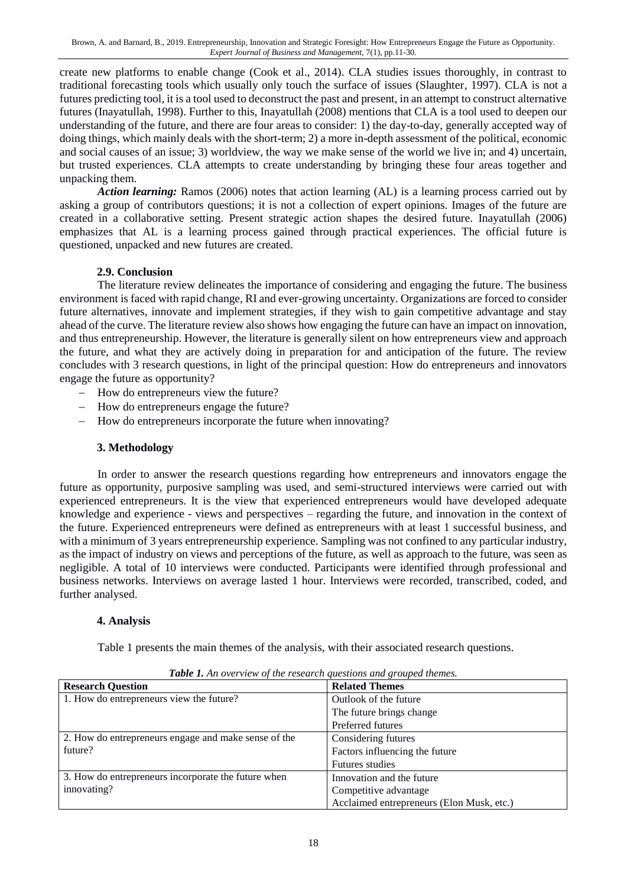create new platforms to enable change (Cook et al., 2014). CLA studies issues thoroughly, in contrast to traditional forecasting tools which usually only touch the surface of issues (Slaughter, 1997). CLA is not a futures predicting tool, it is a tool used to deconstruct the past and present, in an attempt to construct alternative futures (Inayatullah, 1998). Further to this, Inayatullah (2008) mentions that CLA is a tool used to deepen our understanding of the future, and there are four areas to consider: 1) the day-to-day, generally accepted way of doing things, which mainly deals with the short-term; 2) a more in-depth assessment of the political, economic and social causes of an issue; 3) worldview, the way we make sense of the world we live in; and 4) uncertain, but trusted experiences. CLA attempts to create understanding by bringing these four areas together and unpacking them.

***Action learning:*** Ramos (2006) notes that action learning (AL) is a learning process carried out by asking a group of contributors questions; it is not a collection of expert opinions. Images of the future are created in a collaborative setting. Present strategic action shapes the desired future. Inayatullah (2006) emphasizes that AL is a learning process gained through practical experiences. The official future is questioned, unpacked and new futures are created.

### 2.9. Conclusion

The literature review delineates the importance of considering and engaging the future. The business environment is faced with rapid change, RI and ever-growing uncertainty. Organizations are forced to consider future alternatives, innovate and implement strategies, if they wish to gain competitive advantage and stay ahead of the curve. The literature review also shows how engaging the future can have an impact on innovation, and thus entrepreneurship. However, the literature is generally silent on how entrepreneurs view and approach the future, and what they are actively doing in preparation for and anticipation of the future. The review concludes with 3 research questions, in light of the principal question: How do entrepreneurs and innovators engage the future as opportunity?

- How do entrepreneurs view the future?
- How do entrepreneurs engage the future?
- How do entrepreneurs incorporate the future when innovating?

## 3. Methodology

In order to answer the research questions regarding how entrepreneurs and innovators engage the future as opportunity, purposive sampling was used, and semi-structured interviews were carried out with experienced entrepreneurs. It is the view that experienced entrepreneurs would have developed adequate knowledge and experience - views and perspectives – regarding the future, and innovation in the context of the future. Experienced entrepreneurs were defined as entrepreneurs with at least 1 successful business, and with a minimum of 3 years entrepreneurship experience. Sampling was not confined to any particular industry, as the impact of industry on views and perceptions of the future, as well as approach to the future, was seen as negligible. A total of 10 interviews were conducted. Participants were identified through professional and business networks. Interviews on average lasted 1 hour. Interviews were recorded, transcribed, coded, and further analysed.

## 4. Analysis

Table 1 presents the main themes of the analysis, with their associated research questions.

***Table 1.*** *An overview of the research questions and grouped themes.*

| Research Question | Related Themes |
|---|---|
| 1. How do entrepreneurs view the future? | Outlook of the future |
| | The future brings change |
| | Preferred futures |
| 2. How do entrepreneurs engage and make sense of the future? | Considering futures |
| | Factors influencing the future |
| | Futures studies |
| 3. How do entrepreneurs incorporate the future when innovating? | Innovation and the future |
| | Competitive advantage |
| | Acclaimed entrepreneurs (Elon Musk, etc.) |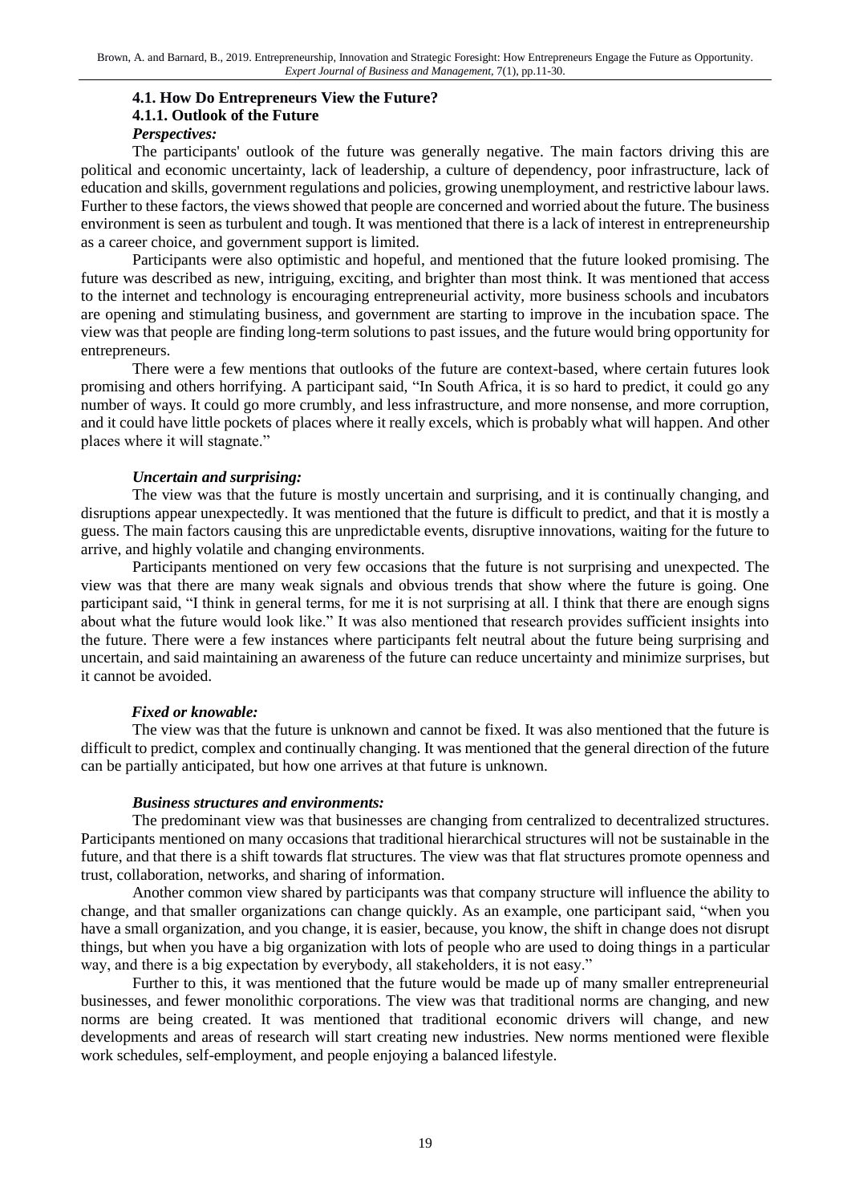### 4.1. How Do Entrepreneurs View the Future?

#### 4.1.1. Outlook of the Future

***Perspectives:***

The participants' outlook of the future was generally negative. The main factors driving this are political and economic uncertainty, lack of leadership, a culture of dependency, poor infrastructure, lack of education and skills, government regulations and policies, growing unemployment, and restrictive labour laws. Further to these factors, the views showed that people are concerned and worried about the future. The business environment is seen as turbulent and tough. It was mentioned that there is a lack of interest in entrepreneurship as a career choice, and government support is limited.

Participants were also optimistic and hopeful, and mentioned that the future looked promising. The future was described as new, intriguing, exciting, and brighter than most think. It was mentioned that access to the internet and technology is encouraging entrepreneurial activity, more business schools and incubators are opening and stimulating business, and government are starting to improve in the incubation space. The view was that people are finding long-term solutions to past issues, and the future would bring opportunity for entrepreneurs.

There were a few mentions that outlooks of the future are context-based, where certain futures look promising and others horrifying. A participant said, "In South Africa, it is so hard to predict, it could go any number of ways. It could go more crumbly, and less infrastructure, and more nonsense, and more corruption, and it could have little pockets of places where it really excels, which is probably what will happen. And other places where it will stagnate."

***Uncertain and surprising:***

The view was that the future is mostly uncertain and surprising, and it is continually changing, and disruptions appear unexpectedly. It was mentioned that the future is difficult to predict, and that it is mostly a guess. The main factors causing this are unpredictable events, disruptive innovations, waiting for the future to arrive, and highly volatile and changing environments.

Participants mentioned on very few occasions that the future is not surprising and unexpected. The view was that there are many weak signals and obvious trends that show where the future is going. One participant said, "I think in general terms, for me it is not surprising at all. I think that there are enough signs about what the future would look like." It was also mentioned that research provides sufficient insights into the future. There were a few instances where participants felt neutral about the future being surprising and uncertain, and said maintaining an awareness of the future can reduce uncertainty and minimize surprises, but it cannot be avoided.

***Fixed or knowable:***

The view was that the future is unknown and cannot be fixed. It was also mentioned that the future is difficult to predict, complex and continually changing. It was mentioned that the general direction of the future can be partially anticipated, but how one arrives at that future is unknown.

***Business structures and environments:***

The predominant view was that businesses are changing from centralized to decentralized structures. Participants mentioned on many occasions that traditional hierarchical structures will not be sustainable in the future, and that there is a shift towards flat structures. The view was that flat structures promote openness and trust, collaboration, networks, and sharing of information.

Another common view shared by participants was that company structure will influence the ability to change, and that smaller organizations can change quickly. As an example, one participant said, "when you have a small organization, and you change, it is easier, because, you know, the shift in change does not disrupt things, but when you have a big organization with lots of people who are used to doing things in a particular way, and there is a big expectation by everybody, all stakeholders, it is not easy."

Further to this, it was mentioned that the future would be made up of many smaller entrepreneurial businesses, and fewer monolithic corporations. The view was that traditional norms are changing, and new norms are being created. It was mentioned that traditional economic drivers will change, and new developments and areas of research will start creating new industries. New norms mentioned were flexible work schedules, self-employment, and people enjoying a balanced lifestyle.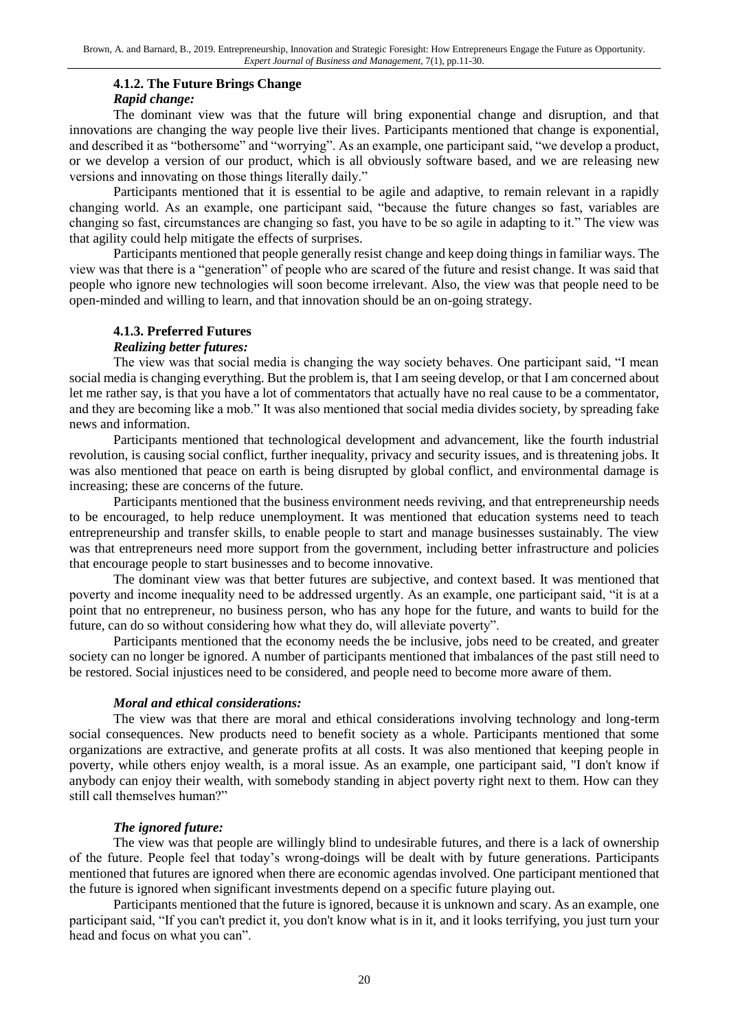### 4.1.2. The Future Brings Change

***Rapid change:***

The dominant view was that the future will bring exponential change and disruption, and that innovations are changing the way people live their lives. Participants mentioned that change is exponential, and described it as "bothersome" and "worrying". As an example, one participant said, "we develop a product, or we develop a version of our product, which is all obviously software based, and we are releasing new versions and innovating on those things literally daily."

Participants mentioned that it is essential to be agile and adaptive, to remain relevant in a rapidly changing world. As an example, one participant said, "because the future changes so fast, variables are changing so fast, circumstances are changing so fast, you have to be so agile in adapting to it." The view was that agility could help mitigate the effects of surprises.

Participants mentioned that people generally resist change and keep doing things in familiar ways. The view was that there is a "generation" of people who are scared of the future and resist change. It was said that people who ignore new technologies will soon become irrelevant. Also, the view was that people need to be open-minded and willing to learn, and that innovation should be an on-going strategy.

### 4.1.3. Preferred Futures

***Realizing better futures:***

The view was that social media is changing the way society behaves. One participant said, "I mean social media is changing everything. But the problem is, that I am seeing develop, or that I am concerned about let me rather say, is that you have a lot of commentators that actually have no real cause to be a commentator, and they are becoming like a mob." It was also mentioned that social media divides society, by spreading fake news and information.

Participants mentioned that technological development and advancement, like the fourth industrial revolution, is causing social conflict, further inequality, privacy and security issues, and is threatening jobs. It was also mentioned that peace on earth is being disrupted by global conflict, and environmental damage is increasing; these are concerns of the future.

Participants mentioned that the business environment needs reviving, and that entrepreneurship needs to be encouraged, to help reduce unemployment. It was mentioned that education systems need to teach entrepreneurship and transfer skills, to enable people to start and manage businesses sustainably. The view was that entrepreneurs need more support from the government, including better infrastructure and policies that encourage people to start businesses and to become innovative.

The dominant view was that better futures are subjective, and context based. It was mentioned that poverty and income inequality need to be addressed urgently. As an example, one participant said, "it is at a point that no entrepreneur, no business person, who has any hope for the future, and wants to build for the future, can do so without considering how what they do, will alleviate poverty".

Participants mentioned that the economy needs the be inclusive, jobs need to be created, and greater society can no longer be ignored. A number of participants mentioned that imbalances of the past still need to be restored. Social injustices need to be considered, and people need to become more aware of them.

***Moral and ethical considerations:***

The view was that there are moral and ethical considerations involving technology and long-term social consequences. New products need to benefit society as a whole. Participants mentioned that some organizations are extractive, and generate profits at all costs. It was also mentioned that keeping people in poverty, while others enjoy wealth, is a moral issue. As an example, one participant said, "I don't know if anybody can enjoy their wealth, with somebody standing in abject poverty right next to them. How can they still call themselves human?"

***The ignored future:***

The view was that people are willingly blind to undesirable futures, and there is a lack of ownership of the future. People feel that today's wrong-doings will be dealt with by future generations. Participants mentioned that futures are ignored when there are economic agendas involved. One participant mentioned that the future is ignored when significant investments depend on a specific future playing out.

Participants mentioned that the future is ignored, because it is unknown and scary. As an example, one participant said, "If you can't predict it, you don't know what is in it, and it looks terrifying, you just turn your head and focus on what you can".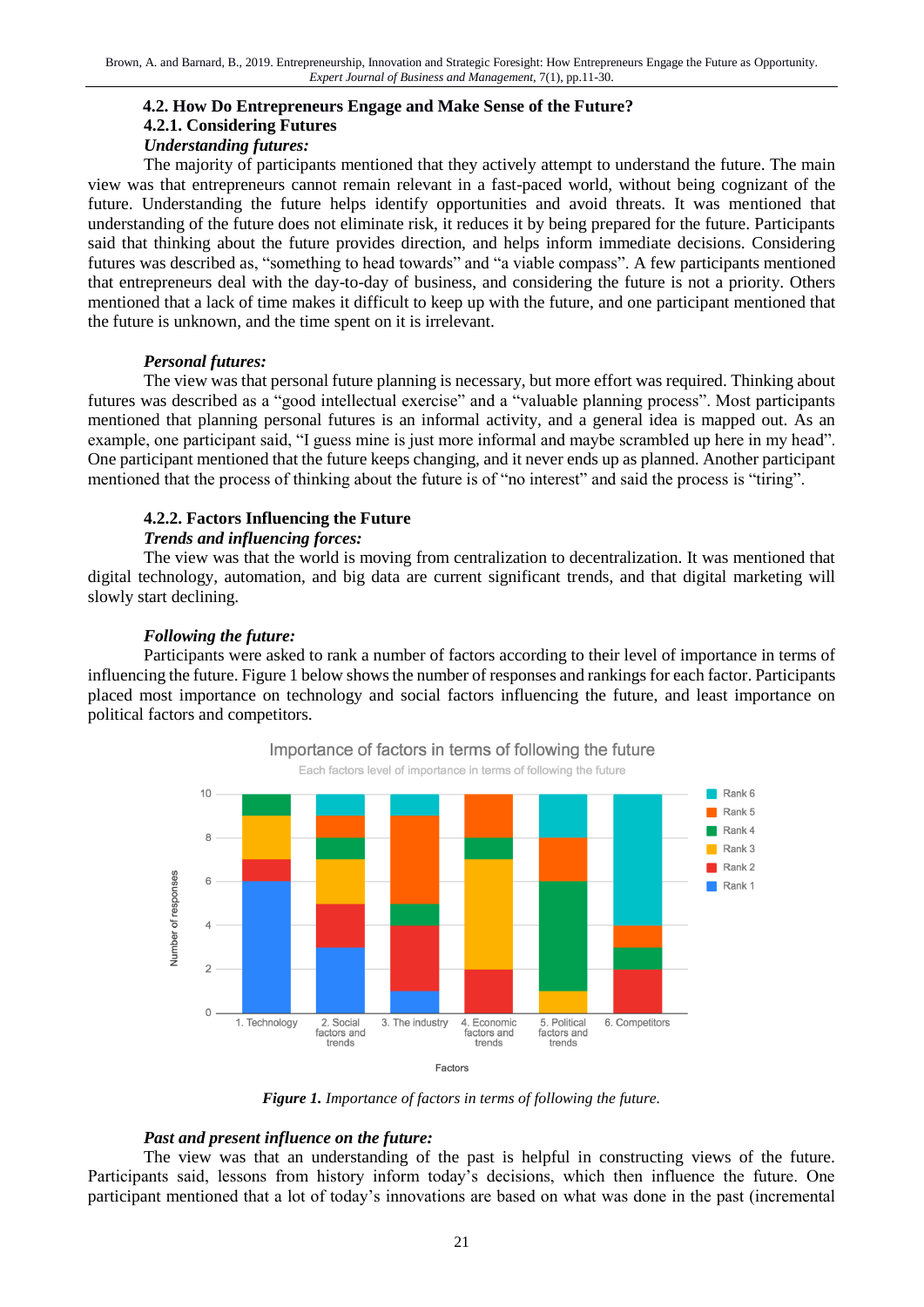### 4.2. How Do Entrepreneurs Engage and Make Sense of the Future?

### 4.2.1. Considering Futures

***Understanding futures:***

The majority of participants mentioned that they actively attempt to understand the future. The main view was that entrepreneurs cannot remain relevant in a fast-paced world, without being cognizant of the future. Understanding the future helps identify opportunities and avoid threats. It was mentioned that understanding of the future does not eliminate risk, it reduces it by being prepared for the future. Participants said that thinking about the future provides direction, and helps inform immediate decisions. Considering futures was described as, "something to head towards" and "a viable compass". A few participants mentioned that entrepreneurs deal with the day-to-day of business, and considering the future is not a priority. Others mentioned that a lack of time makes it difficult to keep up with the future, and one participant mentioned that the future is unknown, and the time spent on it is irrelevant.

***Personal futures:***

The view was that personal future planning is necessary, but more effort was required. Thinking about futures was described as a "good intellectual exercise" and a "valuable planning process". Most participants mentioned that planning personal futures is an informal activity, and a general idea is mapped out. As an example, one participant said, "I guess mine is just more informal and maybe scrambled up here in my head". One participant mentioned that the future keeps changing, and it never ends up as planned. Another participant mentioned that the process of thinking about the future is of "no interest" and said the process is "tiring".

### 4.2.2. Factors Influencing the Future

***Trends and influencing forces:***

The view was that the world is moving from centralization to decentralization. It was mentioned that digital technology, automation, and big data are current significant trends, and that digital marketing will slowly start declining.

***Following the future:***

Participants were asked to rank a number of factors according to their level of importance in terms of influencing the future. Figure 1 below shows the number of responses and rankings for each factor. Participants placed most importance on technology and social factors influencing the future, and least importance on political factors and competitors.

***Figure 1.*** *Importance of factors in terms of following the future.*

***Past and present influence on the future:***

The view was that an understanding of the past is helpful in constructing views of the future. Participants said, lessons from history inform today's decisions, which then influence the future. One participant mentioned that a lot of today's innovations are based on what was done in the past (incremental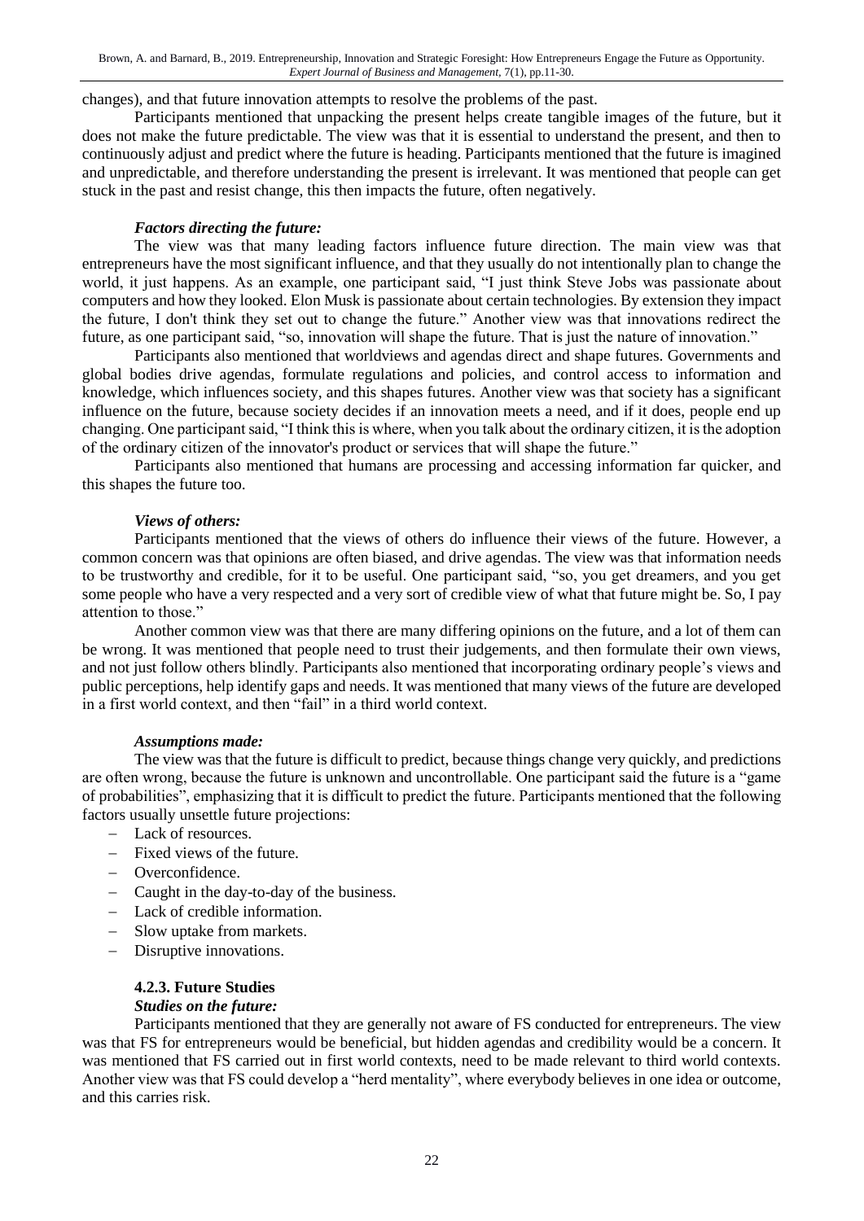changes), and that future innovation attempts to resolve the problems of the past.

Participants mentioned that unpacking the present helps create tangible images of the future, but it does not make the future predictable. The view was that it is essential to understand the present, and then to continuously adjust and predict where the future is heading. Participants mentioned that the future is imagined and unpredictable, and therefore understanding the present is irrelevant. It was mentioned that people can get stuck in the past and resist change, this then impacts the future, often negatively.

***Factors directing the future:***

The view was that many leading factors influence future direction. The main view was that entrepreneurs have the most significant influence, and that they usually do not intentionally plan to change the world, it just happens. As an example, one participant said, "I just think Steve Jobs was passionate about computers and how they looked. Elon Musk is passionate about certain technologies. By extension they impact the future, I don't think they set out to change the future." Another view was that innovations redirect the future, as one participant said, "so, innovation will shape the future. That is just the nature of innovation."

Participants also mentioned that worldviews and agendas direct and shape futures. Governments and global bodies drive agendas, formulate regulations and policies, and control access to information and knowledge, which influences society, and this shapes futures. Another view was that society has a significant influence on the future, because society decides if an innovation meets a need, and if it does, people end up changing. One participant said, "I think this is where, when you talk about the ordinary citizen, it is the adoption of the ordinary citizen of the innovator's product or services that will shape the future."

Participants also mentioned that humans are processing and accessing information far quicker, and this shapes the future too.

***Views of others:***

Participants mentioned that the views of others do influence their views of the future. However, a common concern was that opinions are often biased, and drive agendas. The view was that information needs to be trustworthy and credible, for it to be useful. One participant said, "so, you get dreamers, and you get some people who have a very respected and a very sort of credible view of what that future might be. So, I pay attention to those."

Another common view was that there are many differing opinions on the future, and a lot of them can be wrong. It was mentioned that people need to trust their judgements, and then formulate their own views, and not just follow others blindly. Participants also mentioned that incorporating ordinary people's views and public perceptions, help identify gaps and needs. It was mentioned that many views of the future are developed in a first world context, and then "fail" in a third world context.

***Assumptions made:***

The view was that the future is difficult to predict, because things change very quickly, and predictions are often wrong, because the future is unknown and uncontrollable. One participant said the future is a "game of probabilities", emphasizing that it is difficult to predict the future. Participants mentioned that the following factors usually unsettle future projections:

- Lack of resources.
- Fixed views of the future.
- Overconfidence.
- Caught in the day-to-day of the business.
- Lack of credible information.
- Slow uptake from markets.
- Disruptive innovations.

### 4.2.3. Future Studies

***Studies on the future:***

Participants mentioned that they are generally not aware of FS conducted for entrepreneurs. The view was that FS for entrepreneurs would be beneficial, but hidden agendas and credibility would be a concern. It was mentioned that FS carried out in first world contexts, need to be made relevant to third world contexts. Another view was that FS could develop a "herd mentality", where everybody believes in one idea or outcome, and this carries risk.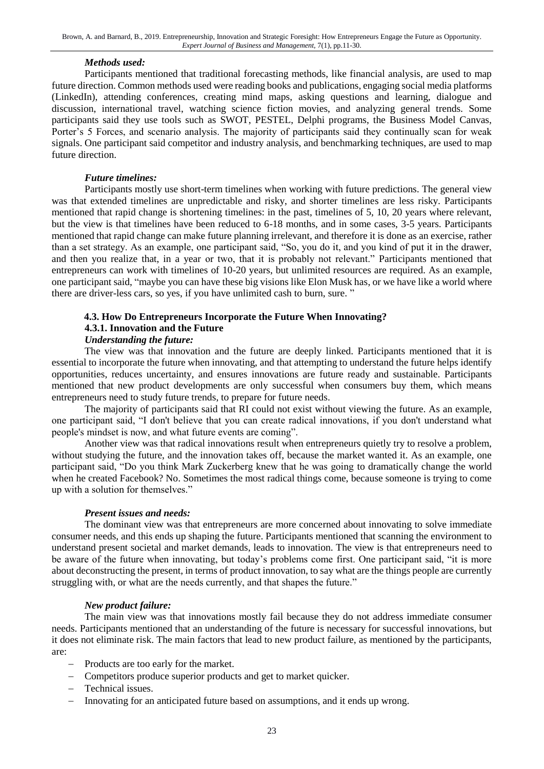***Methods used:***

Participants mentioned that traditional forecasting methods, like financial analysis, are used to map future direction. Common methods used were reading books and publications, engaging social media platforms (LinkedIn), attending conferences, creating mind maps, asking questions and learning, dialogue and discussion, international travel, watching science fiction movies, and analyzing general trends. Some participants said they use tools such as SWOT, PESTEL, Delphi programs, the Business Model Canvas, Porter's 5 Forces, and scenario analysis. The majority of participants said they continually scan for weak signals. One participant said competitor and industry analysis, and benchmarking techniques, are used to map future direction.

***Future timelines:***

Participants mostly use short-term timelines when working with future predictions. The general view was that extended timelines are unpredictable and risky, and shorter timelines are less risky. Participants mentioned that rapid change is shortening timelines: in the past, timelines of 5, 10, 20 years where relevant, but the view is that timelines have been reduced to 6-18 months, and in some cases, 3-5 years. Participants mentioned that rapid change can make future planning irrelevant, and therefore it is done as an exercise, rather than a set strategy. As an example, one participant said, "So, you do it, and you kind of put it in the drawer, and then you realize that, in a year or two, that it is probably not relevant." Participants mentioned that entrepreneurs can work with timelines of 10-20 years, but unlimited resources are required. As an example, one participant said, "maybe you can have these big visions like Elon Musk has, or we have like a world where there are driver-less cars, so yes, if you have unlimited cash to burn, sure. "

### 4.3. How Do Entrepreneurs Incorporate the Future When Innovating?

#### 4.3.1. Innovation and the Future

***Understanding the future:***

The view was that innovation and the future are deeply linked. Participants mentioned that it is essential to incorporate the future when innovating, and that attempting to understand the future helps identify opportunities, reduces uncertainty, and ensures innovations are future ready and sustainable. Participants mentioned that new product developments are only successful when consumers buy them, which means entrepreneurs need to study future trends, to prepare for future needs.

The majority of participants said that RI could not exist without viewing the future. As an example, one participant said, "I don't believe that you can create radical innovations, if you don't understand what people's mindset is now, and what future events are coming".

Another view was that radical innovations result when entrepreneurs quietly try to resolve a problem, without studying the future, and the innovation takes off, because the market wanted it. As an example, one participant said, "Do you think Mark Zuckerberg knew that he was going to dramatically change the world when he created Facebook? No. Sometimes the most radical things come, because someone is trying to come up with a solution for themselves."

***Present issues and needs:***

The dominant view was that entrepreneurs are more concerned about innovating to solve immediate consumer needs, and this ends up shaping the future. Participants mentioned that scanning the environment to understand present societal and market demands, leads to innovation. The view is that entrepreneurs need to be aware of the future when innovating, but today's problems come first. One participant said, "it is more about deconstructing the present, in terms of product innovation, to say what are the things people are currently struggling with, or what are the needs currently, and that shapes the future."

***New product failure:***

The main view was that innovations mostly fail because they do not address immediate consumer needs. Participants mentioned that an understanding of the future is necessary for successful innovations, but it does not eliminate risk. The main factors that lead to new product failure, as mentioned by the participants, are:

- Products are too early for the market.
- Competitors produce superior products and get to market quicker.
- Technical issues.
- Innovating for an anticipated future based on assumptions, and it ends up wrong.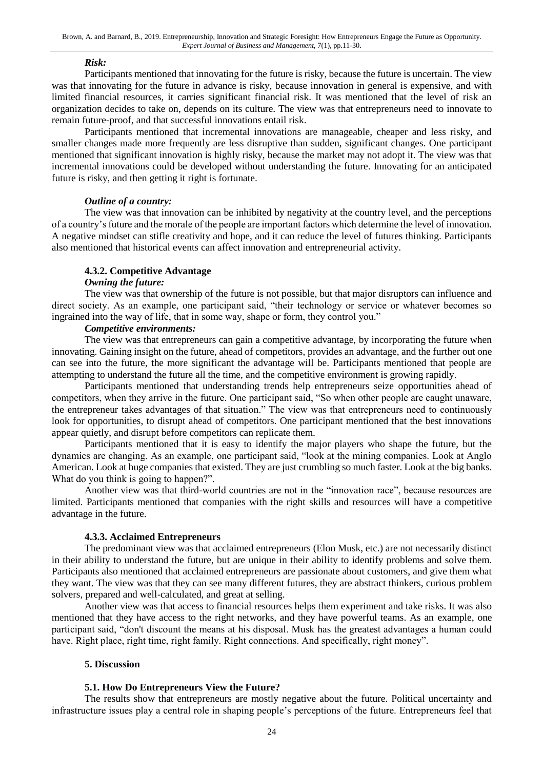***Risk:***

Participants mentioned that innovating for the future is risky, because the future is uncertain. The view was that innovating for the future in advance is risky, because innovation in general is expensive, and with limited financial resources, it carries significant financial risk. It was mentioned that the level of risk an organization decides to take on, depends on its culture. The view was that entrepreneurs need to innovate to remain future-proof, and that successful innovations entail risk.

Participants mentioned that incremental innovations are manageable, cheaper and less risky, and smaller changes made more frequently are less disruptive than sudden, significant changes. One participant mentioned that significant innovation is highly risky, because the market may not adopt it. The view was that incremental innovations could be developed without understanding the future. Innovating for an anticipated future is risky, and then getting it right is fortunate.

***Outline of a country:***

The view was that innovation can be inhibited by negativity at the country level, and the perceptions of a country's future and the morale of the people are important factors which determine the level of innovation. A negative mindset can stifle creativity and hope, and it can reduce the level of futures thinking. Participants also mentioned that historical events can affect innovation and entrepreneurial activity.

### 4.3.2. Competitive Advantage

***Owning the future:***

The view was that ownership of the future is not possible, but that major disruptors can influence and direct society. As an example, one participant said, "their technology or service or whatever becomes so ingrained into the way of life, that in some way, shape or form, they control you."

***Competitive environments:***

The view was that entrepreneurs can gain a competitive advantage, by incorporating the future when innovating. Gaining insight on the future, ahead of competitors, provides an advantage, and the further out one can see into the future, the more significant the advantage will be. Participants mentioned that people are attempting to understand the future all the time, and the competitive environment is growing rapidly.

Participants mentioned that understanding trends help entrepreneurs seize opportunities ahead of competitors, when they arrive in the future. One participant said, "So when other people are caught unaware, the entrepreneur takes advantages of that situation." The view was that entrepreneurs need to continuously look for opportunities, to disrupt ahead of competitors. One participant mentioned that the best innovations appear quietly, and disrupt before competitors can replicate them.

Participants mentioned that it is easy to identify the major players who shape the future, but the dynamics are changing. As an example, one participant said, "look at the mining companies. Look at Anglo American. Look at huge companies that existed. They are just crumbling so much faster. Look at the big banks. What do you think is going to happen?".

Another view was that third-world countries are not in the "innovation race", because resources are limited. Participants mentioned that companies with the right skills and resources will have a competitive advantage in the future.

### 4.3.3. Acclaimed Entrepreneurs

The predominant view was that acclaimed entrepreneurs (Elon Musk, etc.) are not necessarily distinct in their ability to understand the future, but are unique in their ability to identify problems and solve them. Participants also mentioned that acclaimed entrepreneurs are passionate about customers, and give them what they want. The view was that they can see many different futures, they are abstract thinkers, curious problem solvers, prepared and well-calculated, and great at selling.

Another view was that access to financial resources helps them experiment and take risks. It was also mentioned that they have access to the right networks, and they have powerful teams. As an example, one participant said, "don't discount the means at his disposal. Musk has the greatest advantages a human could have. Right place, right time, right family. Right connections. And specifically, right money".

## 5. Discussion

### 5.1. How Do Entrepreneurs View the Future?

The results show that entrepreneurs are mostly negative about the future. Political uncertainty and infrastructure issues play a central role in shaping people's perceptions of the future. Entrepreneurs feel that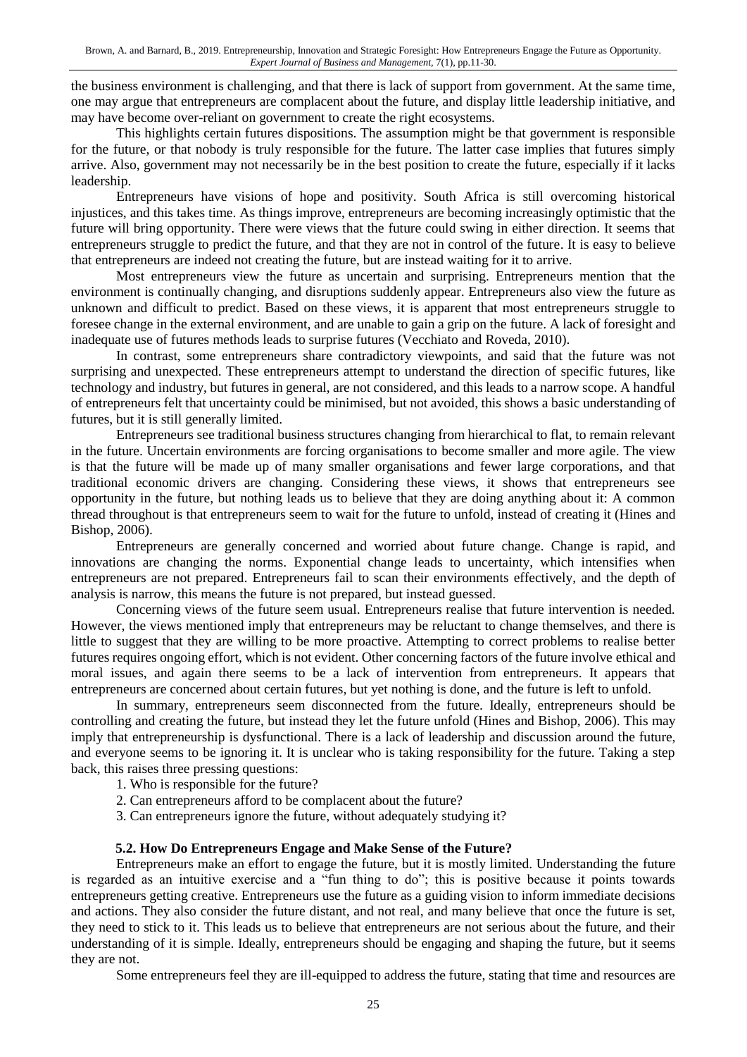the business environment is challenging, and that there is lack of support from government. At the same time, one may argue that entrepreneurs are complacent about the future, and display little leadership initiative, and may have become over-reliant on government to create the right ecosystems.

This highlights certain futures dispositions. The assumption might be that government is responsible for the future, or that nobody is truly responsible for the future. The latter case implies that futures simply arrive. Also, government may not necessarily be in the best position to create the future, especially if it lacks leadership.

Entrepreneurs have visions of hope and positivity. South Africa is still overcoming historical injustices, and this takes time. As things improve, entrepreneurs are becoming increasingly optimistic that the future will bring opportunity. There were views that the future could swing in either direction. It seems that entrepreneurs struggle to predict the future, and that they are not in control of the future. It is easy to believe that entrepreneurs are indeed not creating the future, but are instead waiting for it to arrive.

Most entrepreneurs view the future as uncertain and surprising. Entrepreneurs mention that the environment is continually changing, and disruptions suddenly appear. Entrepreneurs also view the future as unknown and difficult to predict. Based on these views, it is apparent that most entrepreneurs struggle to foresee change in the external environment, and are unable to gain a grip on the future. A lack of foresight and inadequate use of futures methods leads to surprise futures (Vecchiato and Roveda, 2010).

In contrast, some entrepreneurs share contradictory viewpoints, and said that the future was not surprising and unexpected. These entrepreneurs attempt to understand the direction of specific futures, like technology and industry, but futures in general, are not considered, and this leads to a narrow scope. A handful of entrepreneurs felt that uncertainty could be minimised, but not avoided, this shows a basic understanding of futures, but it is still generally limited.

Entrepreneurs see traditional business structures changing from hierarchical to flat, to remain relevant in the future. Uncertain environments are forcing organisations to become smaller and more agile. The view is that the future will be made up of many smaller organisations and fewer large corporations, and that traditional economic drivers are changing. Considering these views, it shows that entrepreneurs see opportunity in the future, but nothing leads us to believe that they are doing anything about it: A common thread throughout is that entrepreneurs seem to wait for the future to unfold, instead of creating it (Hines and Bishop, 2006).

Entrepreneurs are generally concerned and worried about future change. Change is rapid, and innovations are changing the norms. Exponential change leads to uncertainty, which intensifies when entrepreneurs are not prepared. Entrepreneurs fail to scan their environments effectively, and the depth of analysis is narrow, this means the future is not prepared, but instead guessed.

Concerning views of the future seem usual. Entrepreneurs realise that future intervention is needed. However, the views mentioned imply that entrepreneurs may be reluctant to change themselves, and there is little to suggest that they are willing to be more proactive. Attempting to correct problems to realise better futures requires ongoing effort, which is not evident. Other concerning factors of the future involve ethical and moral issues, and again there seems to be a lack of intervention from entrepreneurs. It appears that entrepreneurs are concerned about certain futures, but yet nothing is done, and the future is left to unfold.

In summary, entrepreneurs seem disconnected from the future. Ideally, entrepreneurs should be controlling and creating the future, but instead they let the future unfold (Hines and Bishop, 2006). This may imply that entrepreneurship is dysfunctional. There is a lack of leadership and discussion around the future, and everyone seems to be ignoring it. It is unclear who is taking responsibility for the future. Taking a step back, this raises three pressing questions:

1. Who is responsible for the future?
2. Can entrepreneurs afford to be complacent about the future?
3. Can entrepreneurs ignore the future, without adequately studying it?

### 5.2. How Do Entrepreneurs Engage and Make Sense of the Future?

Entrepreneurs make an effort to engage the future, but it is mostly limited. Understanding the future is regarded as an intuitive exercise and a "fun thing to do"; this is positive because it points towards entrepreneurs getting creative. Entrepreneurs use the future as a guiding vision to inform immediate decisions and actions. They also consider the future distant, and not real, and many believe that once the future is set, they need to stick to it. This leads us to believe that entrepreneurs are not serious about the future, and their understanding of it is simple. Ideally, entrepreneurs should be engaging and shaping the future, but it seems they are not.

Some entrepreneurs feel they are ill-equipped to address the future, stating that time and resources are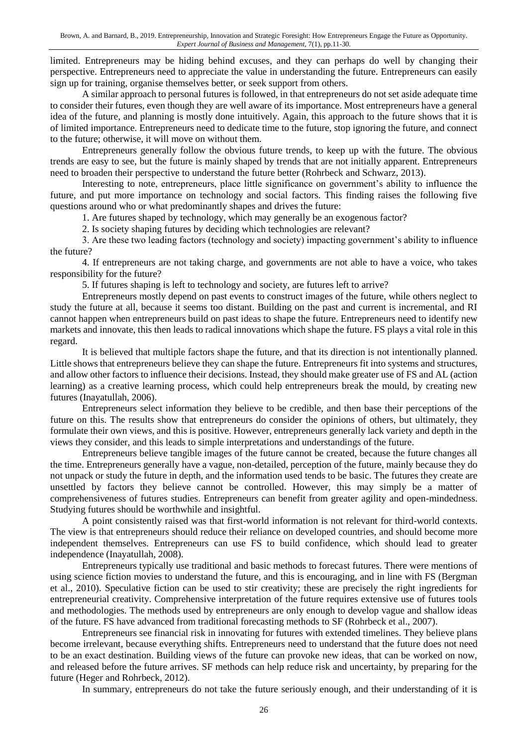limited. Entrepreneurs may be hiding behind excuses, and they can perhaps do well by changing their perspective. Entrepreneurs need to appreciate the value in understanding the future. Entrepreneurs can easily sign up for training, organise themselves better, or seek support from others.

A similar approach to personal futures is followed, in that entrepreneurs do not set aside adequate time to consider their futures, even though they are well aware of its importance. Most entrepreneurs have a general idea of the future, and planning is mostly done intuitively. Again, this approach to the future shows that it is of limited importance. Entrepreneurs need to dedicate time to the future, stop ignoring the future, and connect to the future; otherwise, it will move on without them.

Entrepreneurs generally follow the obvious future trends, to keep up with the future. The obvious trends are easy to see, but the future is mainly shaped by trends that are not initially apparent. Entrepreneurs need to broaden their perspective to understand the future better (Rohrbeck and Schwarz, 2013).

Interesting to note, entrepreneurs, place little significance on government's ability to influence the future, and put more importance on technology and social factors. This finding raises the following five questions around who or what predominantly shapes and drives the future:

1. Are futures shaped by technology, which may generally be an exogenous factor?
2. Is society shaping futures by deciding which technologies are relevant?
3. Are these two leading factors (technology and society) impacting government's ability to influence the future?
4. If entrepreneurs are not taking charge, and governments are not able to have a voice, who takes responsibility for the future?
5. If futures shaping is left to technology and society, are futures left to arrive?

Entrepreneurs mostly depend on past events to construct images of the future, while others neglect to study the future at all, because it seems too distant. Building on the past and current is incremental, and RI cannot happen when entrepreneurs build on past ideas to shape the future. Entrepreneurs need to identify new markets and innovate, this then leads to radical innovations which shape the future. FS plays a vital role in this regard.

It is believed that multiple factors shape the future, and that its direction is not intentionally planned. Little shows that entrepreneurs believe they can shape the future. Entrepreneurs fit into systems and structures, and allow other factors to influence their decisions. Instead, they should make greater use of FS and AL (action learning) as a creative learning process, which could help entrepreneurs break the mould, by creating new futures (Inayatullah, 2006).

Entrepreneurs select information they believe to be credible, and then base their perceptions of the future on this. The results show that entrepreneurs do consider the opinions of others, but ultimately, they formulate their own views, and this is positive. However, entrepreneurs generally lack variety and depth in the views they consider, and this leads to simple interpretations and understandings of the future.

Entrepreneurs believe tangible images of the future cannot be created, because the future changes all the time. Entrepreneurs generally have a vague, non-detailed, perception of the future, mainly because they do not unpack or study the future in depth, and the information used tends to be basic. The futures they create are unsettled by factors they believe cannot be controlled. However, this may simply be a matter of comprehensiveness of futures studies. Entrepreneurs can benefit from greater agility and open-mindedness. Studying futures should be worthwhile and insightful.

A point consistently raised was that first-world information is not relevant for third-world contexts. The view is that entrepreneurs should reduce their reliance on developed countries, and should become more independent themselves. Entrepreneurs can use FS to build confidence, which should lead to greater independence (Inayatullah, 2008).

Entrepreneurs typically use traditional and basic methods to forecast futures. There were mentions of using science fiction movies to understand the future, and this is encouraging, and in line with FS (Bergman et al., 2010). Speculative fiction can be used to stir creativity; these are precisely the right ingredients for entrepreneurial creativity. Comprehensive interpretation of the future requires extensive use of futures tools and methodologies. The methods used by entrepreneurs are only enough to develop vague and shallow ideas of the future. FS have advanced from traditional forecasting methods to SF (Rohrbeck et al., 2007).

Entrepreneurs see financial risk in innovating for futures with extended timelines. They believe plans become irrelevant, because everything shifts. Entrepreneurs need to understand that the future does not need to be an exact destination. Building views of the future can provoke new ideas, that can be worked on now, and released before the future arrives. SF methods can help reduce risk and uncertainty, by preparing for the future (Heger and Rohrbeck, 2012).

In summary, entrepreneurs do not take the future seriously enough, and their understanding of it is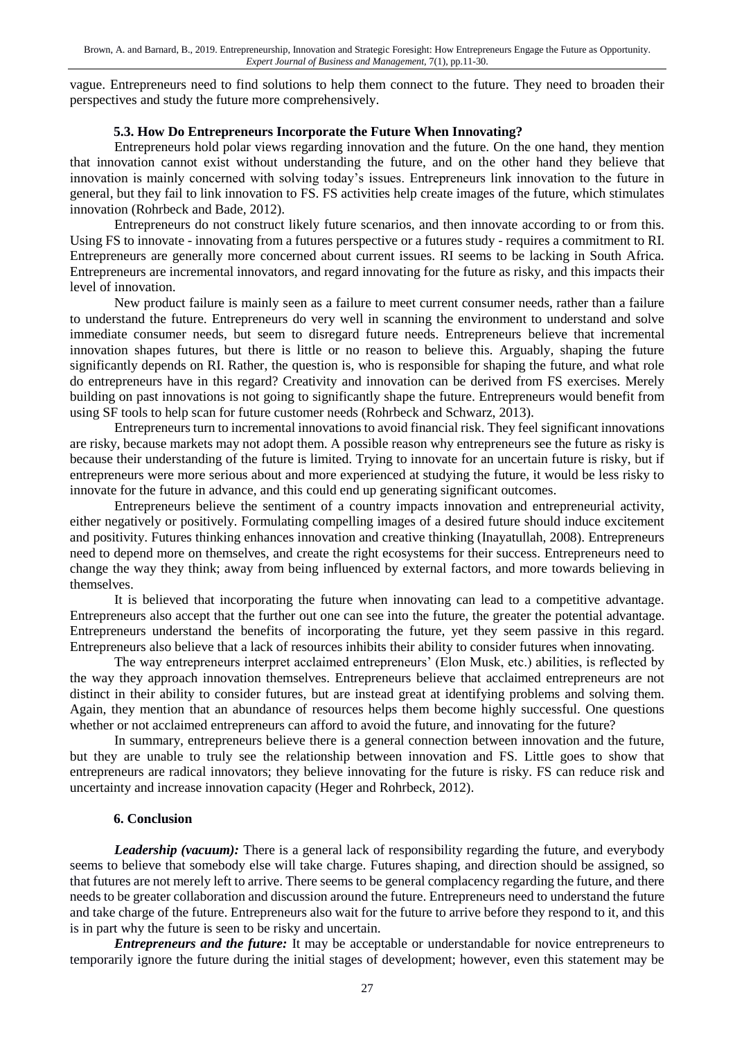vague. Entrepreneurs need to find solutions to help them connect to the future. They need to broaden their perspectives and study the future more comprehensively.

### 5.3. How Do Entrepreneurs Incorporate the Future When Innovating?

Entrepreneurs hold polar views regarding innovation and the future. On the one hand, they mention that innovation cannot exist without understanding the future, and on the other hand they believe that innovation is mainly concerned with solving today's issues. Entrepreneurs link innovation to the future in general, but they fail to link innovation to FS. FS activities help create images of the future, which stimulates innovation (Rohrbeck and Bade, 2012).

Entrepreneurs do not construct likely future scenarios, and then innovate according to or from this. Using FS to innovate - innovating from a futures perspective or a futures study - requires a commitment to RI. Entrepreneurs are generally more concerned about current issues. RI seems to be lacking in South Africa. Entrepreneurs are incremental innovators, and regard innovating for the future as risky, and this impacts their level of innovation.

New product failure is mainly seen as a failure to meet current consumer needs, rather than a failure to understand the future. Entrepreneurs do very well in scanning the environment to understand and solve immediate consumer needs, but seem to disregard future needs. Entrepreneurs believe that incremental innovation shapes futures, but there is little or no reason to believe this. Arguably, shaping the future significantly depends on RI. Rather, the question is, who is responsible for shaping the future, and what role do entrepreneurs have in this regard? Creativity and innovation can be derived from FS exercises. Merely building on past innovations is not going to significantly shape the future. Entrepreneurs would benefit from using SF tools to help scan for future customer needs (Rohrbeck and Schwarz, 2013).

Entrepreneurs turn to incremental innovations to avoid financial risk. They feel significant innovations are risky, because markets may not adopt them. A possible reason why entrepreneurs see the future as risky is because their understanding of the future is limited. Trying to innovate for an uncertain future is risky, but if entrepreneurs were more serious about and more experienced at studying the future, it would be less risky to innovate for the future in advance, and this could end up generating significant outcomes.

Entrepreneurs believe the sentiment of a country impacts innovation and entrepreneurial activity, either negatively or positively. Formulating compelling images of a desired future should induce excitement and positivity. Futures thinking enhances innovation and creative thinking (Inayatullah, 2008). Entrepreneurs need to depend more on themselves, and create the right ecosystems for their success. Entrepreneurs need to change the way they think; away from being influenced by external factors, and more towards believing in themselves.

It is believed that incorporating the future when innovating can lead to a competitive advantage. Entrepreneurs also accept that the further out one can see into the future, the greater the potential advantage. Entrepreneurs understand the benefits of incorporating the future, yet they seem passive in this regard. Entrepreneurs also believe that a lack of resources inhibits their ability to consider futures when innovating.

The way entrepreneurs interpret acclaimed entrepreneurs' (Elon Musk, etc.) abilities, is reflected by the way they approach innovation themselves. Entrepreneurs believe that acclaimed entrepreneurs are not distinct in their ability to consider futures, but are instead great at identifying problems and solving them. Again, they mention that an abundance of resources helps them become highly successful. One questions whether or not acclaimed entrepreneurs can afford to avoid the future, and innovating for the future?

In summary, entrepreneurs believe there is a general connection between innovation and the future, but they are unable to truly see the relationship between innovation and FS. Little goes to show that entrepreneurs are radical innovators; they believe innovating for the future is risky. FS can reduce risk and uncertainty and increase innovation capacity (Heger and Rohrbeck, 2012).

## 6. Conclusion

***Leadership (vacuum):*** There is a general lack of responsibility regarding the future, and everybody seems to believe that somebody else will take charge. Futures shaping, and direction should be assigned, so that futures are not merely left to arrive. There seems to be general complacency regarding the future, and there needs to be greater collaboration and discussion around the future. Entrepreneurs need to understand the future and take charge of the future. Entrepreneurs also wait for the future to arrive before they respond to it, and this is in part why the future is seen to be risky and uncertain.

***Entrepreneurs and the future:*** It may be acceptable or understandable for novice entrepreneurs to temporarily ignore the future during the initial stages of development; however, even this statement may be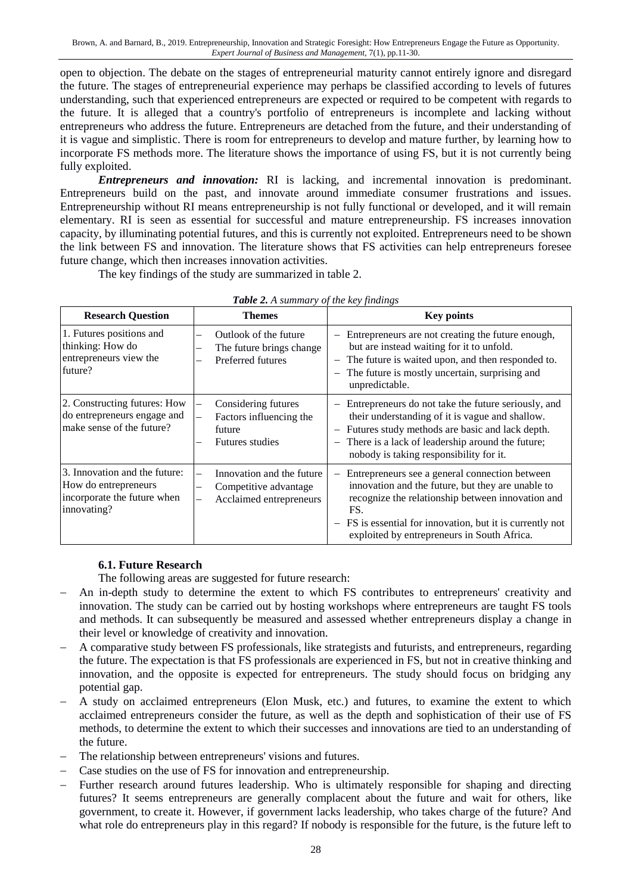open to objection. The debate on the stages of entrepreneurial maturity cannot entirely ignore and disregard the future. The stages of entrepreneurial experience may perhaps be classified according to levels of futures understanding, such that experienced entrepreneurs are expected or required to be competent with regards to the future. It is alleged that a country's portfolio of entrepreneurs is incomplete and lacking without entrepreneurs who address the future. Entrepreneurs are detached from the future, and their understanding of it is vague and simplistic. There is room for entrepreneurs to develop and mature further, by learning how to incorporate FS methods more. The literature shows the importance of using FS, but it is not currently being fully exploited.

***Entrepreneurs and innovation:*** RI is lacking, and incremental innovation is predominant. Entrepreneurs build on the past, and innovate around immediate consumer frustrations and issues. Entrepreneurship without RI means entrepreneurship is not fully functional or developed, and it will remain elementary. RI is seen as essential for successful and mature entrepreneurship. FS increases innovation capacity, by illuminating potential futures, and this is currently not exploited. Entrepreneurs need to be shown the link between FS and innovation. The literature shows that FS activities can help entrepreneurs foresee future change, which then increases innovation activities.

The key findings of the study are summarized in table 2.

***Table 2.*** *A summary of the key findings*

| Research Question | Themes | Key points |
|---|---|---|
| 1. Futures positions and thinking: How do entrepreneurs view the future? | – Outlook of the future<br>– The future brings change<br>– Preferred futures | – Entrepreneurs are not creating the future enough, but are instead waiting for it to unfold.<br>– The future is waited upon, and then responded to.<br>– The future is mostly uncertain, surprising and unpredictable. |
| 2. Constructing futures: How do entrepreneurs engage and make sense of the future? | – Considering futures<br>– Factors influencing the future<br>– Futures studies | – Entrepreneurs do not take the future seriously, and their understanding of it is vague and shallow.<br>– Futures study methods are basic and lack depth.<br>– There is a lack of leadership around the future; nobody is taking responsibility for it. |
| 3. Innovation and the future: How do entrepreneurs incorporate the future when innovating? | – Innovation and the future<br>– Competitive advantage<br>– Acclaimed entrepreneurs | – Entrepreneurs see a general connection between innovation and the future, but they are unable to recognize the relationship between innovation and FS.<br>– FS is essential for innovation, but it is currently not exploited by entrepreneurs in South Africa. |

### 6.1. Future Research

The following areas are suggested for future research:

- An in-depth study to determine the extent to which FS contributes to entrepreneurs' creativity and innovation. The study can be carried out by hosting workshops where entrepreneurs are taught FS tools and methods. It can subsequently be measured and assessed whether entrepreneurs display a change in their level or knowledge of creativity and innovation.
- A comparative study between FS professionals, like strategists and futurists, and entrepreneurs, regarding the future. The expectation is that FS professionals are experienced in FS, but not in creative thinking and innovation, and the opposite is expected for entrepreneurs. The study should focus on bridging any potential gap.
- A study on acclaimed entrepreneurs (Elon Musk, etc.) and futures, to examine the extent to which acclaimed entrepreneurs consider the future, as well as the depth and sophistication of their use of FS methods, to determine the extent to which their successes and innovations are tied to an understanding of the future.
- The relationship between entrepreneurs' visions and futures.
- Case studies on the use of FS for innovation and entrepreneurship.
- Further research around futures leadership. Who is ultimately responsible for shaping and directing futures? It seems entrepreneurs are generally complacent about the future and wait for others, like government, to create it. However, if government lacks leadership, who takes charge of the future? And what role do entrepreneurs play in this regard? If nobody is responsible for the future, is the future left to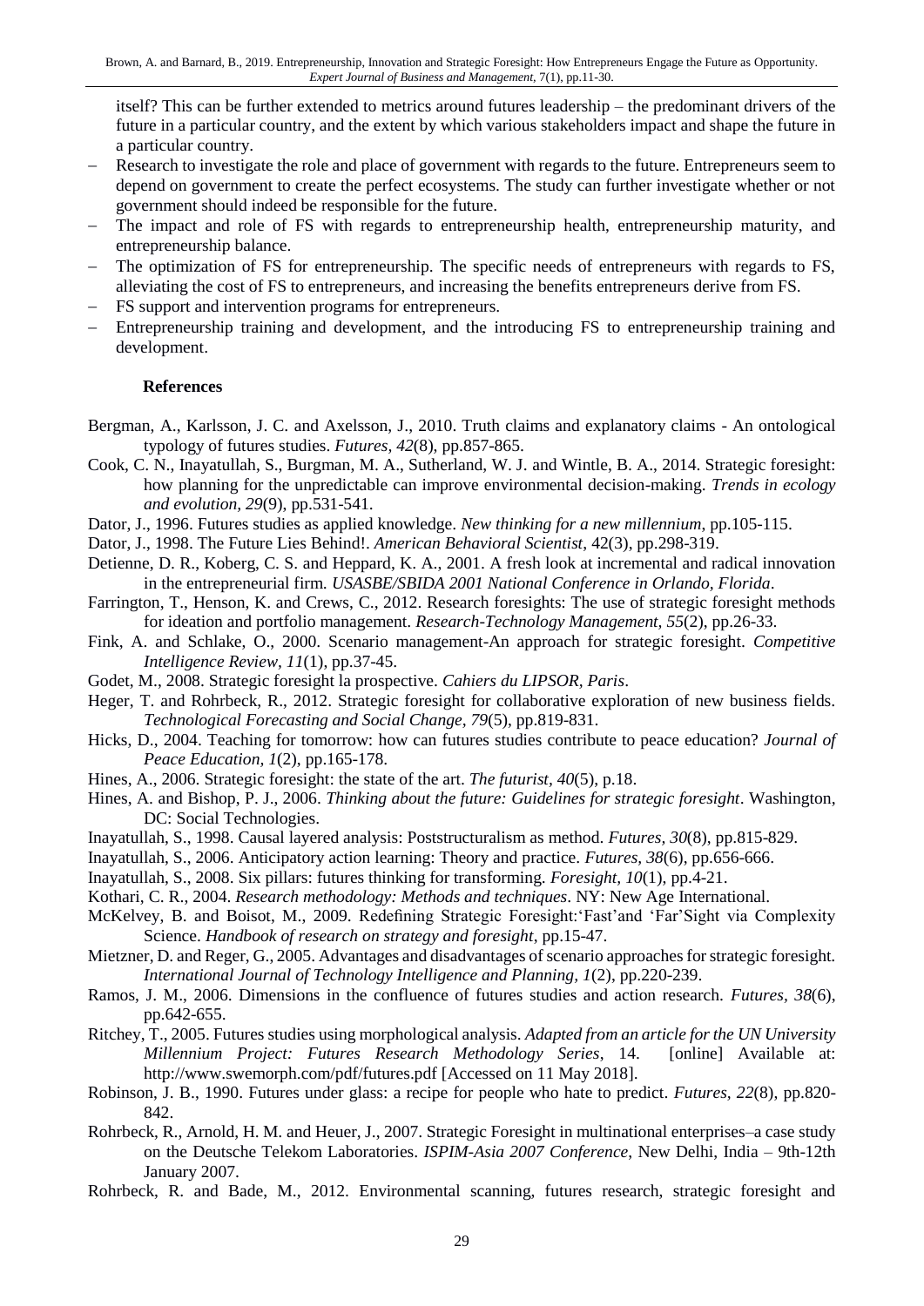itself? This can be further extended to metrics around futures leadership – the predominant drivers of the future in a particular country, and the extent by which various stakeholders impact and shape the future in a particular country.

- Research to investigate the role and place of government with regards to the future. Entrepreneurs seem to depend on government to create the perfect ecosystems. The study can further investigate whether or not government should indeed be responsible for the future.
- The impact and role of FS with regards to entrepreneurship health, entrepreneurship maturity, and entrepreneurship balance.
- The optimization of FS for entrepreneurship. The specific needs of entrepreneurs with regards to FS, alleviating the cost of FS to entrepreneurs, and increasing the benefits entrepreneurs derive from FS.
- FS support and intervention programs for entrepreneurs.
- Entrepreneurship training and development, and the introducing FS to entrepreneurship training and development.

## References

Bergman, A., Karlsson, J. C. and Axelsson, J., 2010. Truth claims and explanatory claims - An ontological typology of futures studies. *Futures, 42*(8), pp.857-865.

Cook, C. N., Inayatullah, S., Burgman, M. A., Sutherland, W. J. and Wintle, B. A., 2014. Strategic foresight: how planning for the unpredictable can improve environmental decision-making. *Trends in ecology and evolution, 29*(9), pp.531-541.

Dator, J., 1996. Futures studies as applied knowledge. *New thinking for a new millennium*, pp.105-115.

Dator, J., 1998. The Future Lies Behind!. *American Behavioral Scientist*, 42(3), pp.298-319.

Detienne, D. R., Koberg, C. S. and Heppard, K. A., 2001. A fresh look at incremental and radical innovation in the entrepreneurial firm. *USASBE/SBIDA 2001 National Conference in Orlando, Florida*.

Farrington, T., Henson, K. and Crews, C., 2012. Research foresights: The use of strategic foresight methods for ideation and portfolio management. *Research-Technology Management, 55*(2), pp.26-33.

Fink, A. and Schlake, O., 2000. Scenario management-An approach for strategic foresight. *Competitive Intelligence Review, 11*(1), pp.37-45.

Godet, M., 2008. Strategic foresight la prospective. *Cahiers du LIPSOR, Paris*.

Heger, T. and Rohrbeck, R., 2012. Strategic foresight for collaborative exploration of new business fields. *Technological Forecasting and Social Change, 79*(5), pp.819-831.

Hicks, D., 2004. Teaching for tomorrow: how can futures studies contribute to peace education? *Journal of Peace Education, 1*(2), pp.165-178.

Hines, A., 2006. Strategic foresight: the state of the art. *The futurist, 40*(5), p.18.

Hines, A. and Bishop, P. J., 2006. *Thinking about the future: Guidelines for strategic foresight*. Washington, DC: Social Technologies.

Inayatullah, S., 1998. Causal layered analysis: Poststructuralism as method. *Futures, 30*(8), pp.815-829.

Inayatullah, S., 2006. Anticipatory action learning: Theory and practice. *Futures, 38*(6), pp.656-666.

Inayatullah, S., 2008. Six pillars: futures thinking for transforming. *Foresight, 10*(1), pp.4-21.

Kothari, C. R., 2004. *Research methodology: Methods and techniques*. NY: New Age International.

McKelvey, B. and Boisot, M., 2009. Redefining Strategic Foresight:'Fast'and 'Far'Sight via Complexity Science. *Handbook of research on strategy and foresight*, pp.15-47.

Mietzner, D. and Reger, G., 2005. Advantages and disadvantages of scenario approaches for strategic foresight. *International Journal of Technology Intelligence and Planning, 1*(2), pp.220-239.

Ramos, J. M., 2006. Dimensions in the confluence of futures studies and action research. *Futures, 38*(6), pp.642-655.

Ritchey, T., 2005. Futures studies using morphological analysis. *Adapted from an article for the UN University Millennium Project: Futures Research Methodology Series*, 14. [online] Available at: http://www.swemorph.com/pdf/futures.pdf [Accessed on 11 May 2018].

Robinson, J. B., 1990. Futures under glass: a recipe for people who hate to predict. *Futures, 22*(8), pp.820-842.

Rohrbeck, R., Arnold, H. M. and Heuer, J., 2007. Strategic Foresight in multinational enterprises–a case study on the Deutsche Telekom Laboratories. *ISPIM-Asia 2007 Conference*, New Delhi, India – 9th-12th January 2007.

Rohrbeck, R. and Bade, M., 2012. Environmental scanning, futures research, strategic foresight and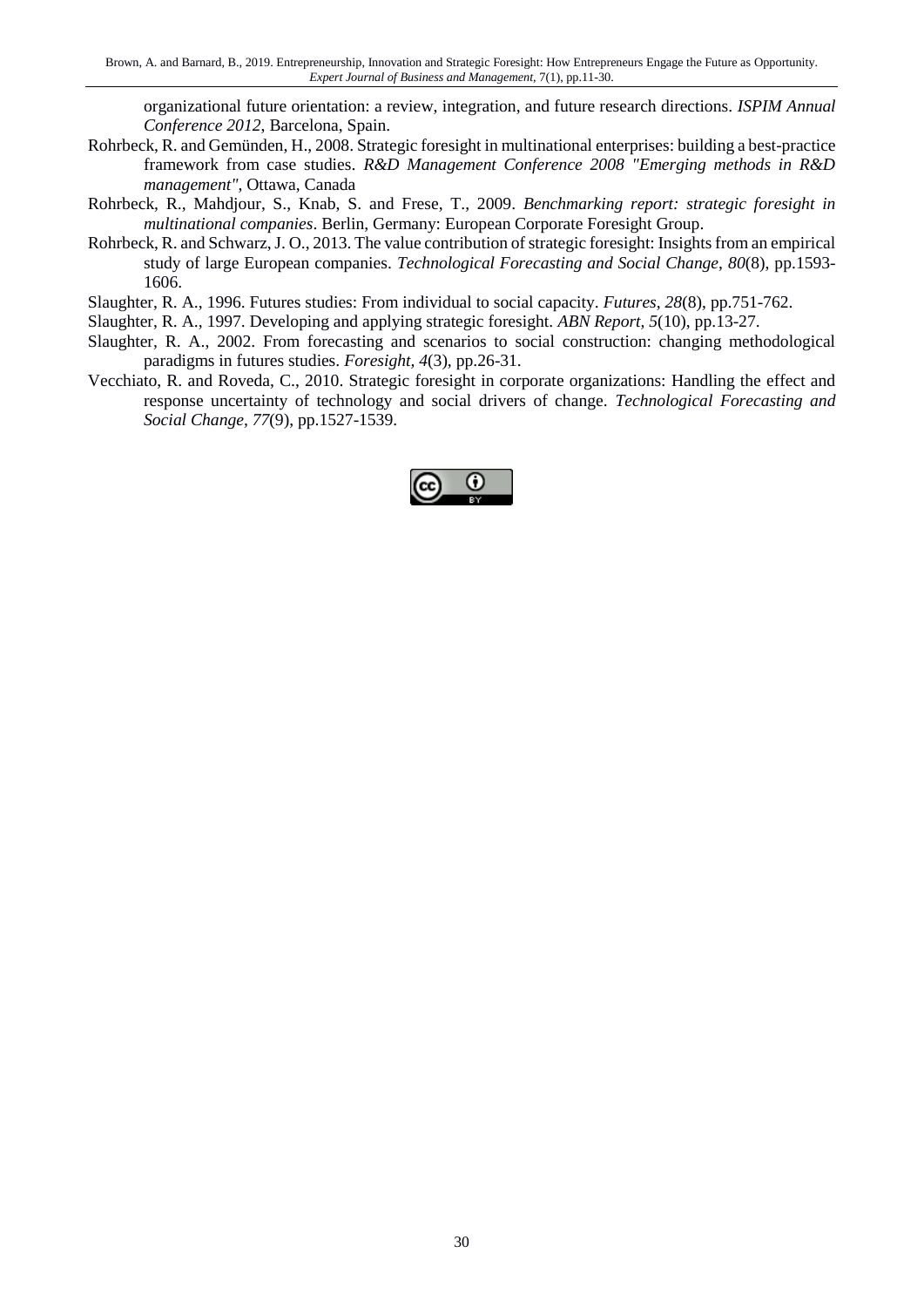organizational future orientation: a review, integration, and future research directions. *ISPIM Annual Conference 2012*, Barcelona, Spain.

Rohrbeck, R. and Gemünden, H., 2008. Strategic foresight in multinational enterprises: building a best-practice framework from case studies. *R&D Management Conference 2008 "Emerging methods in R&D management"*, Ottawa, Canada

Rohrbeck, R., Mahdjour, S., Knab, S. and Frese, T., 2009. *Benchmarking report: strategic foresight in multinational companies*. Berlin, Germany: European Corporate Foresight Group.

Rohrbeck, R. and Schwarz, J. O., 2013. The value contribution of strategic foresight: Insights from an empirical study of large European companies. *Technological Forecasting and Social Change, 80*(8), pp.1593-1606.

Slaughter, R. A., 1996. Futures studies: From individual to social capacity. *Futures, 28*(8), pp.751-762.

Slaughter, R. A., 1997. Developing and applying strategic foresight. *ABN Report, 5*(10), pp.13-27.

Slaughter, R. A., 2002. From forecasting and scenarios to social construction: changing methodological paradigms in futures studies. *Foresight, 4*(3), pp.26-31.

Vecchiato, R. and Roveda, C., 2010. Strategic foresight in corporate organizations: Handling the effect and response uncertainty of technology and social drivers of change. *Technological Forecasting and Social Change, 77*(9), pp.1527-1539.